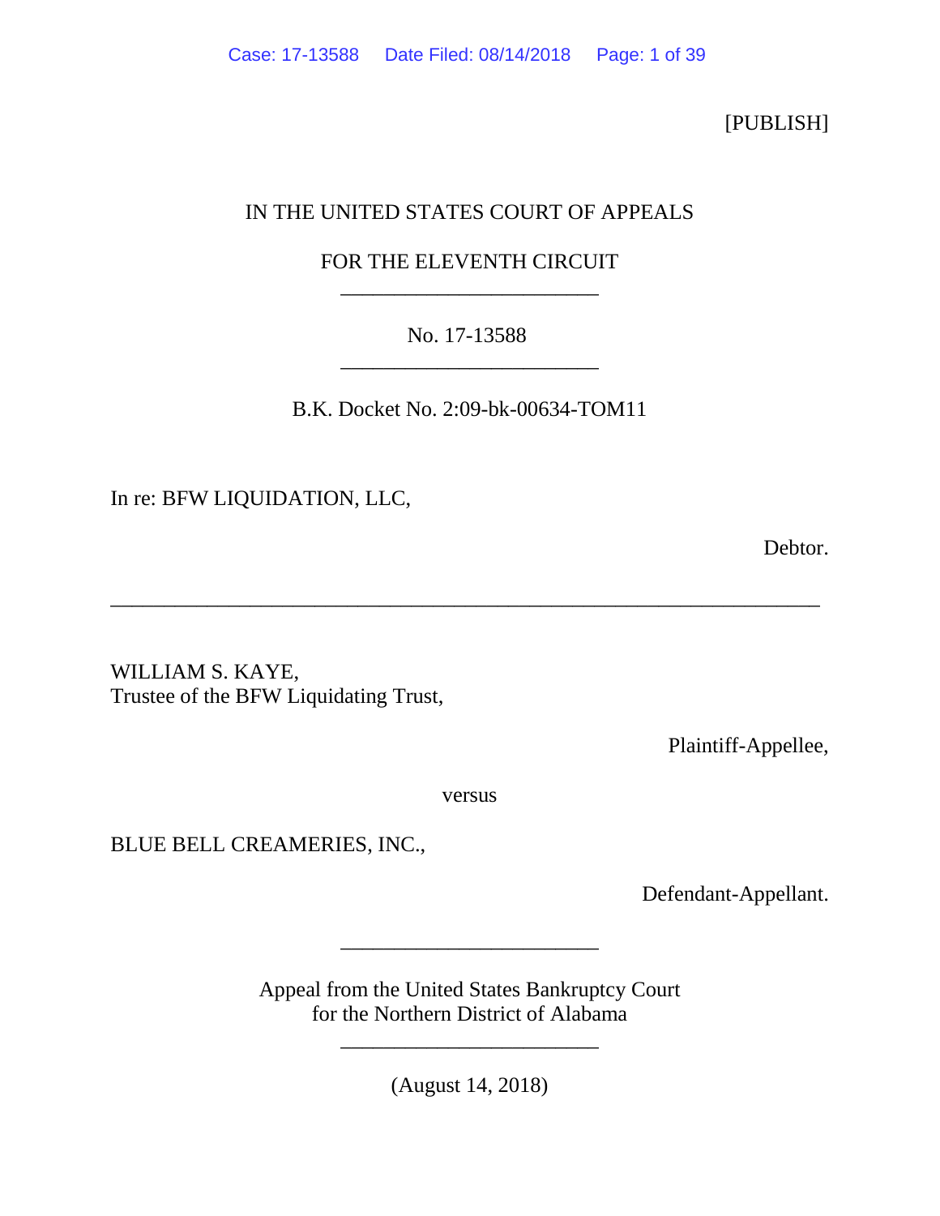[PUBLISH]

IN THE UNITED STATES COURT OF APPEALS

FOR THE ELEVENTH CIRCUIT

________________________

No. 17-13588

________________________

B.K. Docket No. 2:09-bk-00634-TOM11

In re: BFW LIQUIDATION, LLC,

Debtor.

________________________________________________________________

WILLIAM S. KAYE,
Trustee of the BFW Liquidating Trust,

Plaintiff-Appellee,

versus

BLUE BELL CREAMERIES, INC.,

Defendant-Appellant.

________________________

Appeal from the United States Bankruptcy Court
for the Northern District of Alabama

________________________

(August 14, 2018)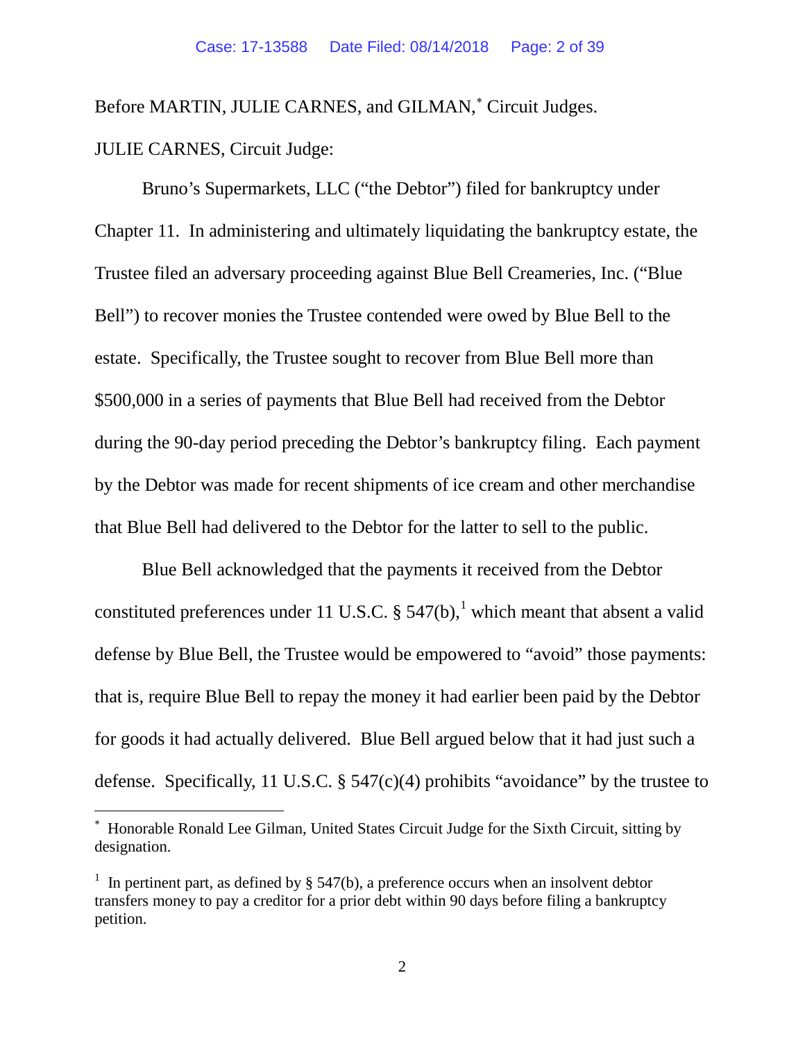Before MARTIN, JULIE CARNES, and GILMAN,[*] Circuit Judges.

JULIE CARNES, Circuit Judge:

Bruno's Supermarkets, LLC ("the Debtor") filed for bankruptcy under Chapter 11. In administering and ultimately liquidating the bankruptcy estate, the Trustee filed an adversary proceeding against Blue Bell Creameries, Inc. ("Blue Bell") to recover monies the Trustee contended were owed by Blue Bell to the estate. Specifically, the Trustee sought to recover from Blue Bell more than $500,000 in a series of payments that Blue Bell had received from the Debtor during the 90-day period preceding the Debtor's bankruptcy filing. Each payment by the Debtor was made for recent shipments of ice cream and other merchandise that Blue Bell had delivered to the Debtor for the latter to sell to the public.

Blue Bell acknowledged that the payments it received from the Debtor constituted preferences under 11 U.S.C. § 547(b),[1] which meant that absent a valid defense by Blue Bell, the Trustee would be empowered to "avoid" those payments: that is, require Blue Bell to repay the money it had earlier been paid by the Debtor for goods it had actually delivered. Blue Bell argued below that it had just such a defense. Specifically, 11 U.S.C. § 547(c)(4) prohibits "avoidance" by the trustee to

---

[*] Honorable Ronald Lee Gilman, United States Circuit Judge for the Sixth Circuit, sitting by designation.

[1] In pertinent part, as defined by § 547(b), a preference occurs when an insolvent debtor transfers money to pay a creditor for a prior debt within 90 days before filing a bankruptcy petition.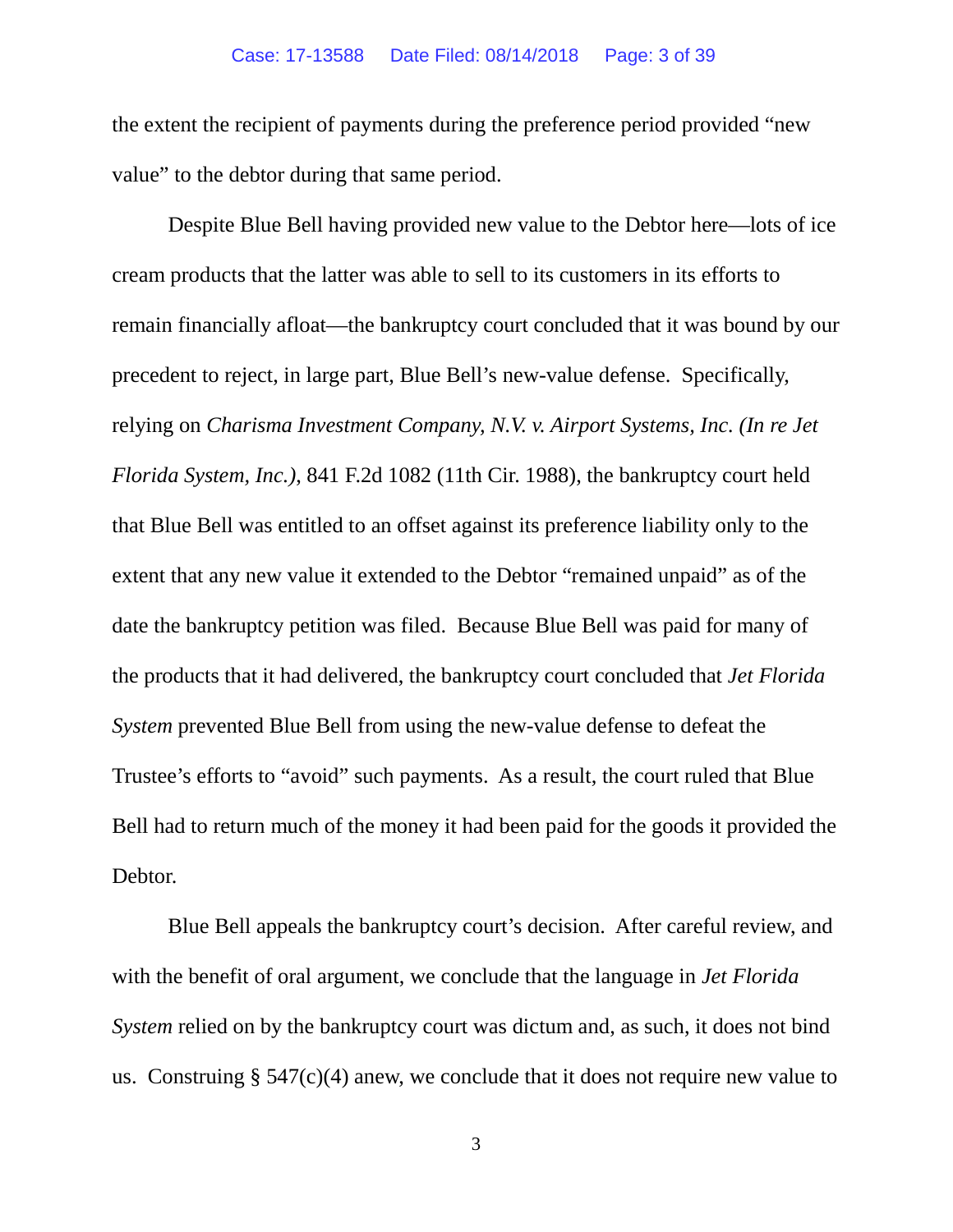the extent the recipient of payments during the preference period provided "new value" to the debtor during that same period.

Despite Blue Bell having provided new value to the Debtor here—lots of ice cream products that the latter was able to sell to its customers in its efforts to remain financially afloat—the bankruptcy court concluded that it was bound by our precedent to reject, in large part, Blue Bell's new-value defense. Specifically, relying on *Charisma Investment Company, N.V. v. Airport Systems, Inc. (In re Jet Florida System, Inc.)*, 841 F.2d 1082 (11th Cir. 1988), the bankruptcy court held that Blue Bell was entitled to an offset against its preference liability only to the extent that any new value it extended to the Debtor "remained unpaid" as of the date the bankruptcy petition was filed. Because Blue Bell was paid for many of the products that it had delivered, the bankruptcy court concluded that *Jet Florida System* prevented Blue Bell from using the new-value defense to defeat the Trustee's efforts to "avoid" such payments. As a result, the court ruled that Blue Bell had to return much of the money it had been paid for the goods it provided the Debtor.

Blue Bell appeals the bankruptcy court's decision. After careful review, and with the benefit of oral argument, we conclude that the language in *Jet Florida System* relied on by the bankruptcy court was dictum and, as such, it does not bind us. Construing § 547(c)(4) anew, we conclude that it does not require new value to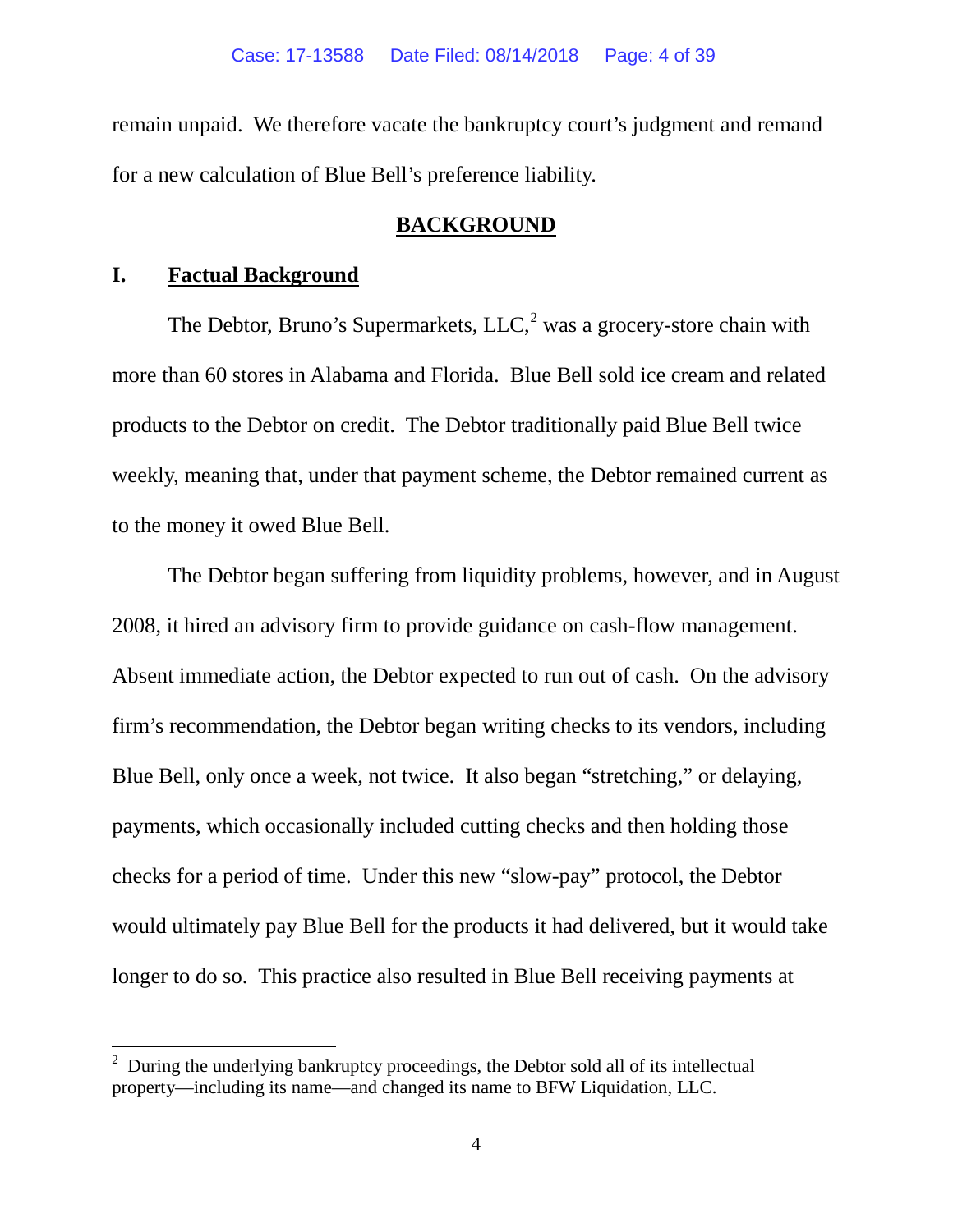remain unpaid. We therefore vacate the bankruptcy court's judgment and remand for a new calculation of Blue Bell's preference liability.

## BACKGROUND

### I. Factual Background

The Debtor, Bruno's Supermarkets, LLC,[2] was a grocery-store chain with more than 60 stores in Alabama and Florida. Blue Bell sold ice cream and related products to the Debtor on credit. The Debtor traditionally paid Blue Bell twice weekly, meaning that, under that payment scheme, the Debtor remained current as to the money it owed Blue Bell.

The Debtor began suffering from liquidity problems, however, and in August 2008, it hired an advisory firm to provide guidance on cash-flow management. Absent immediate action, the Debtor expected to run out of cash. On the advisory firm's recommendation, the Debtor began writing checks to its vendors, including Blue Bell, only once a week, not twice. It also began "stretching," or delaying, payments, which occasionally included cutting checks and then holding those checks for a period of time. Under this new "slow-pay" protocol, the Debtor would ultimately pay Blue Bell for the products it had delivered, but it would take longer to do so. This practice also resulted in Blue Bell receiving payments at

[2] During the underlying bankruptcy proceedings, the Debtor sold all of its intellectual property—including its name—and changed its name to BFW Liquidation, LLC.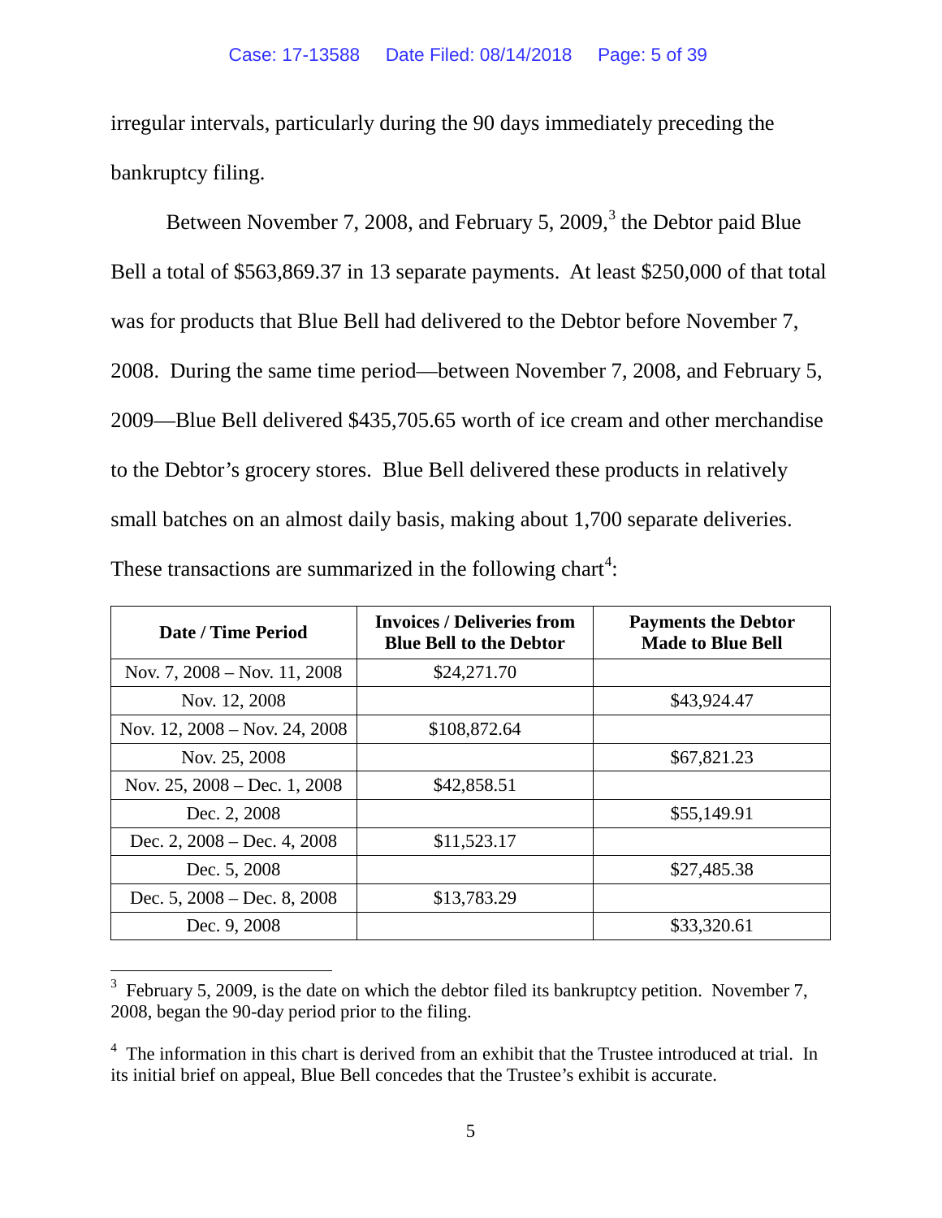irregular intervals, particularly during the 90 days immediately preceding the bankruptcy filing.

Between November 7, 2008, and February 5, 2009,[3] the Debtor paid Blue Bell a total of $563,869.37 in 13 separate payments. At least $250,000 of that total was for products that Blue Bell had delivered to the Debtor before November 7, 2008. During the same time period—between November 7, 2008, and February 5, 2009—Blue Bell delivered $435,705.65 worth of ice cream and other merchandise to the Debtor's grocery stores. Blue Bell delivered these products in relatively small batches on an almost daily basis, making about 1,700 separate deliveries. These transactions are summarized in the following chart[4]:

| Date / Time Period | Invoices / Deliveries from Blue Bell to the Debtor | Payments the Debtor Made to Blue Bell |
|---|---|---|
| Nov. 7, 2008 – Nov. 11, 2008 | $24,271.70 | |
| Nov. 12, 2008 | | $43,924.47 |
| Nov. 12, 2008 – Nov. 24, 2008 | $108,872.64 | |
| Nov. 25, 2008 | | $67,821.23 |
| Nov. 25, 2008 – Dec. 1, 2008 | $42,858.51 | |
| Dec. 2, 2008 | | $55,149.91 |
| Dec. 2, 2008 – Dec. 4, 2008 | $11,523.17 | |
| Dec. 5, 2008 | | $27,485.38 |
| Dec. 5, 2008 – Dec. 8, 2008 | $13,783.29 | |
| Dec. 9, 2008 | | $33,320.61 |

[3] February 5, 2009, is the date on which the debtor filed its bankruptcy petition. November 7, 2008, began the 90-day period prior to the filing.

[4] The information in this chart is derived from an exhibit that the Trustee introduced at trial. In its initial brief on appeal, Blue Bell concedes that the Trustee's exhibit is accurate.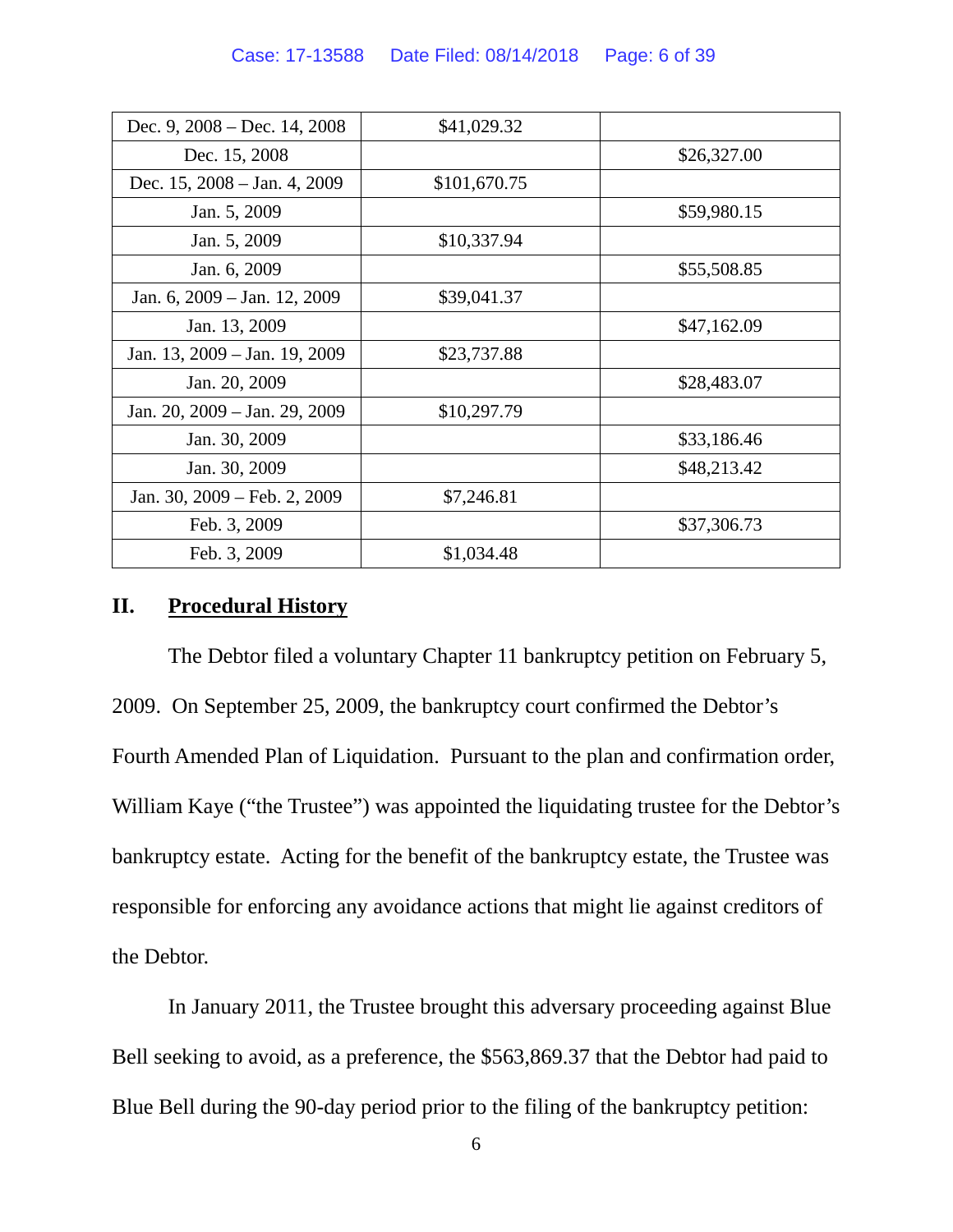| | | |
|---|---|---|
| Dec. 9, 2008 – Dec. 14, 2008 | $41,029.32 | |
| Dec. 15, 2008 | | $26,327.00 |
| Dec. 15, 2008 – Jan. 4, 2009 | $101,670.75 | |
| Jan. 5, 2009 | | $59,980.15 |
| Jan. 5, 2009 | $10,337.94 | |
| Jan. 6, 2009 | | $55,508.85 |
| Jan. 6, 2009 – Jan. 12, 2009 | $39,041.37 | |
| Jan. 13, 2009 | | $47,162.09 |
| Jan. 13, 2009 – Jan. 19, 2009 | $23,737.88 | |
| Jan. 20, 2009 | | $28,483.07 |
| Jan. 20, 2009 – Jan. 29, 2009 | $10,297.79 | |
| Jan. 30, 2009 | | $33,186.46 |
| Jan. 30, 2009 | | $48,213.42 |
| Jan. 30, 2009 – Feb. 2, 2009 | $7,246.81 | |
| Feb. 3, 2009 | | $37,306.73 |
| Feb. 3, 2009 | $1,034.48 | |

## II. Procedural History

The Debtor filed a voluntary Chapter 11 bankruptcy petition on February 5, 2009. On September 25, 2009, the bankruptcy court confirmed the Debtor's Fourth Amended Plan of Liquidation. Pursuant to the plan and confirmation order, William Kaye ("the Trustee") was appointed the liquidating trustee for the Debtor's bankruptcy estate. Acting for the benefit of the bankruptcy estate, the Trustee was responsible for enforcing any avoidance actions that might lie against creditors of the Debtor.

In January 2011, the Trustee brought this adversary proceeding against Blue Bell seeking to avoid, as a preference, the $563,869.37 that the Debtor had paid to Blue Bell during the 90-day period prior to the filing of the bankruptcy petition: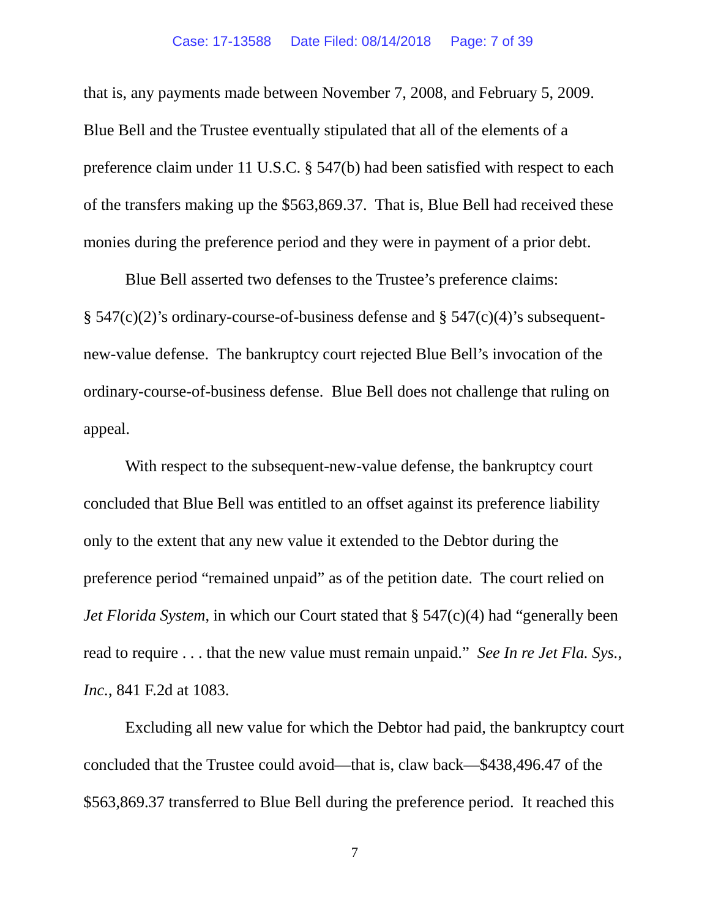that is, any payments made between November 7, 2008, and February 5, 2009. Blue Bell and the Trustee eventually stipulated that all of the elements of a preference claim under 11 U.S.C. § 547(b) had been satisfied with respect to each of the transfers making up the $563,869.37. That is, Blue Bell had received these monies during the preference period and they were in payment of a prior debt.

Blue Bell asserted two defenses to the Trustee's preference claims: § 547(c)(2)'s ordinary-course-of-business defense and § 547(c)(4)'s subsequent-new-value defense. The bankruptcy court rejected Blue Bell's invocation of the ordinary-course-of-business defense. Blue Bell does not challenge that ruling on appeal.

With respect to the subsequent-new-value defense, the bankruptcy court concluded that Blue Bell was entitled to an offset against its preference liability only to the extent that any new value it extended to the Debtor during the preference period "remained unpaid" as of the petition date. The court relied on *Jet Florida System*, in which our Court stated that § 547(c)(4) had "generally been read to require . . . that the new value must remain unpaid." *See In re Jet Fla. Sys., Inc.*, 841 F.2d at 1083.

Excluding all new value for which the Debtor had paid, the bankruptcy court concluded that the Trustee could avoid—that is, claw back—$438,496.47 of the $563,869.37 transferred to Blue Bell during the preference period. It reached this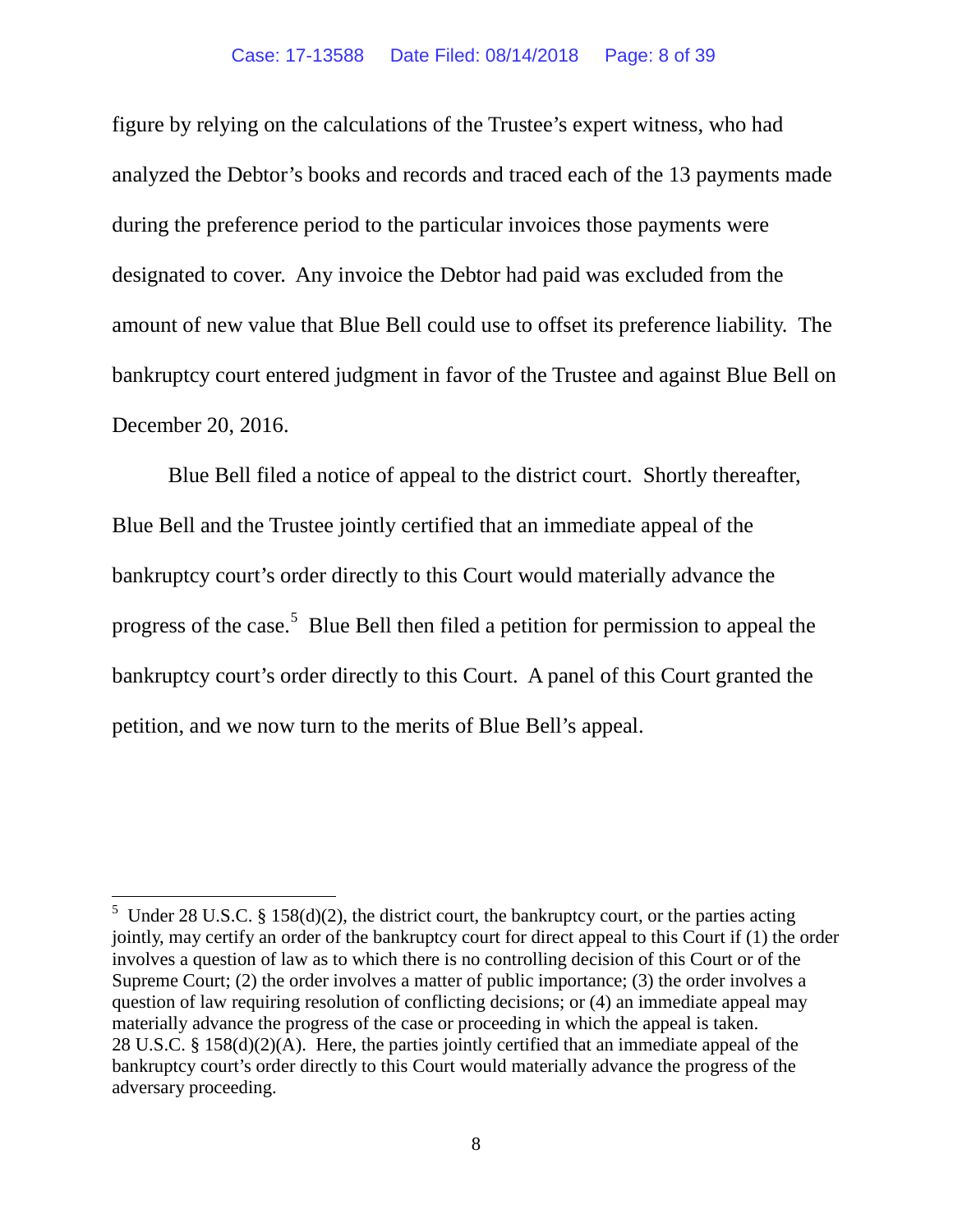figure by relying on the calculations of the Trustee's expert witness, who had analyzed the Debtor's books and records and traced each of the 13 payments made during the preference period to the particular invoices those payments were designated to cover. Any invoice the Debtor had paid was excluded from the amount of new value that Blue Bell could use to offset its preference liability. The bankruptcy court entered judgment in favor of the Trustee and against Blue Bell on December 20, 2016.

Blue Bell filed a notice of appeal to the district court. Shortly thereafter, Blue Bell and the Trustee jointly certified that an immediate appeal of the bankruptcy court's order directly to this Court would materially advance the progress of the case.[5] Blue Bell then filed a petition for permission to appeal the bankruptcy court's order directly to this Court. A panel of this Court granted the petition, and we now turn to the merits of Blue Bell's appeal.

---

[5] Under 28 U.S.C. § 158(d)(2), the district court, the bankruptcy court, or the parties acting jointly, may certify an order of the bankruptcy court for direct appeal to this Court if (1) the order involves a question of law as to which there is no controlling decision of this Court or of the Supreme Court; (2) the order involves a matter of public importance; (3) the order involves a question of law requiring resolution of conflicting decisions; or (4) an immediate appeal may materially advance the progress of the case or proceeding in which the appeal is taken. 28 U.S.C. § 158(d)(2)(A). Here, the parties jointly certified that an immediate appeal of the bankruptcy court's order directly to this Court would materially advance the progress of the adversary proceeding.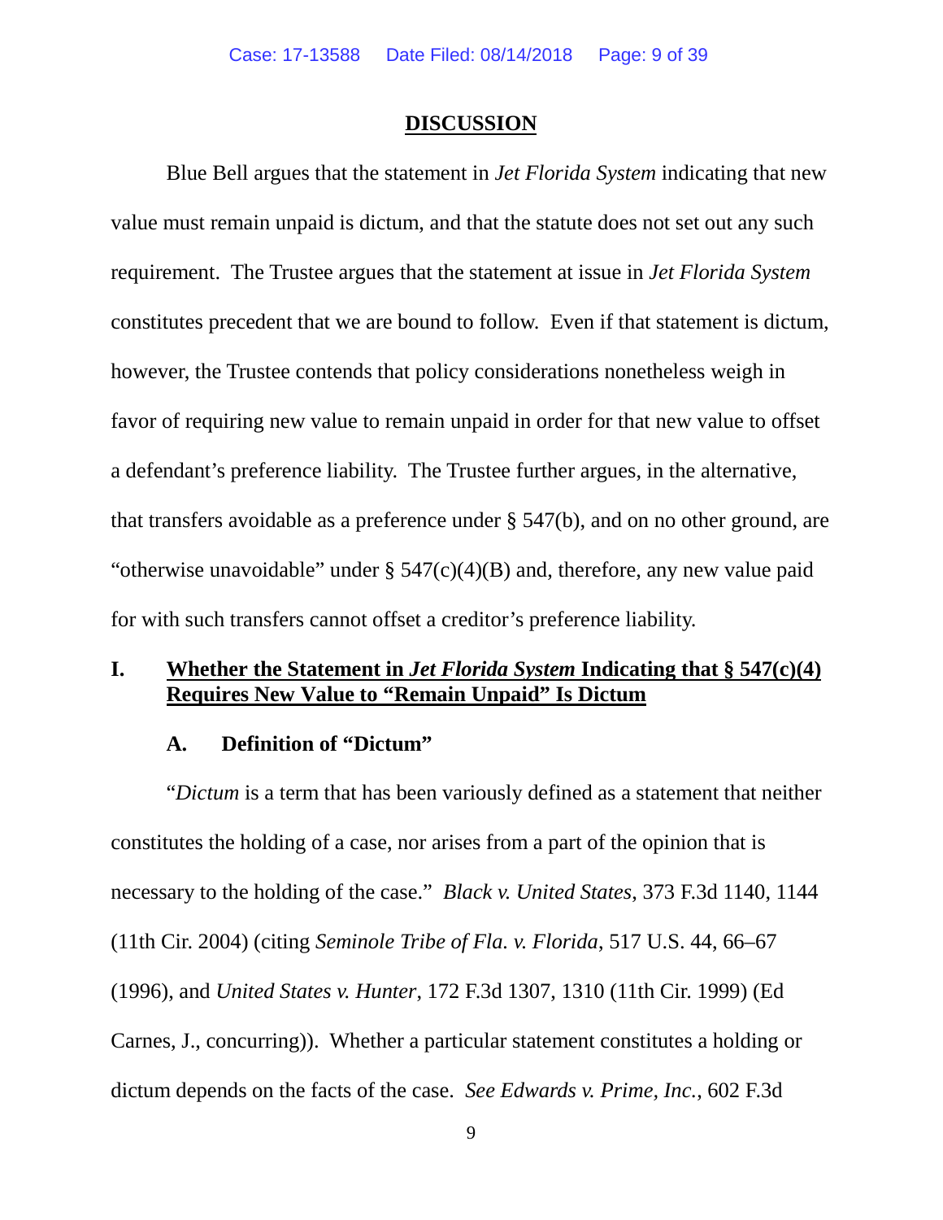## DISCUSSION

Blue Bell argues that the statement in *Jet Florida System* indicating that new value must remain unpaid is dictum, and that the statute does not set out any such requirement. The Trustee argues that the statement at issue in *Jet Florida System* constitutes precedent that we are bound to follow. Even if that statement is dictum, however, the Trustee contends that policy considerations nonetheless weigh in favor of requiring new value to remain unpaid in order for that new value to offset a defendant's preference liability. The Trustee further argues, in the alternative, that transfers avoidable as a preference under § 547(b), and on no other ground, are "otherwise unavoidable" under § 547(c)(4)(B) and, therefore, any new value paid for with such transfers cannot offset a creditor's preference liability.

### I. Whether the Statement in *Jet Florida System* Indicating that § 547(c)(4) Requires New Value to "Remain Unpaid" Is Dictum

#### A. Definition of "Dictum"

"*Dictum* is a term that has been variously defined as a statement that neither constitutes the holding of a case, nor arises from a part of the opinion that is necessary to the holding of the case." *Black v. United States*, 373 F.3d 1140, 1144 (11th Cir. 2004) (citing *Seminole Tribe of Fla. v. Florida*, 517 U.S. 44, 66–67 (1996), and *United States v. Hunter*, 172 F.3d 1307, 1310 (11th Cir. 1999) (Ed Carnes, J., concurring)). Whether a particular statement constitutes a holding or dictum depends on the facts of the case. *See Edwards v. Prime, Inc.*, 602 F.3d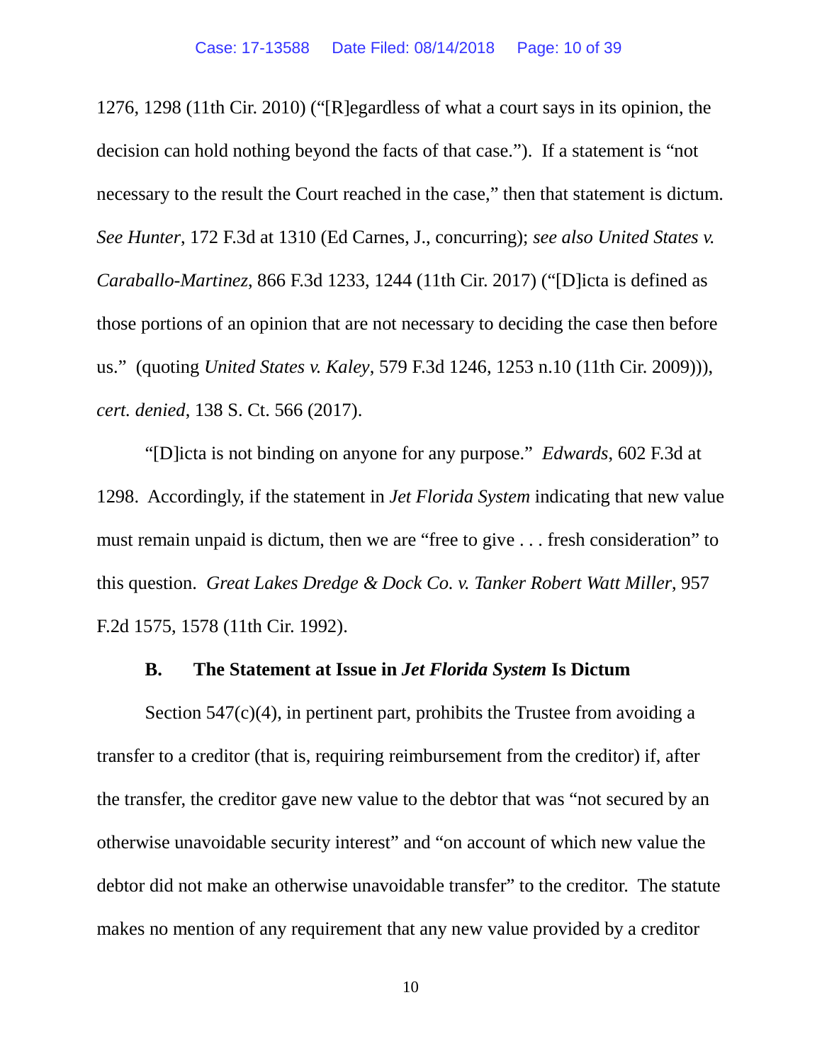1276, 1298 (11th Cir. 2010) ("[R]egardless of what a court says in its opinion, the decision can hold nothing beyond the facts of that case."). If a statement is "not necessary to the result the Court reached in the case," then that statement is dictum. *See Hunter*, 172 F.3d at 1310 (Ed Carnes, J., concurring); *see also United States v. Caraballo-Martinez*, 866 F.3d 1233, 1244 (11th Cir. 2017) ("[D]icta is defined as those portions of an opinion that are not necessary to deciding the case then before us." (quoting *United States v. Kaley*, 579 F.3d 1246, 1253 n.10 (11th Cir. 2009))), *cert. denied*, 138 S. Ct. 566 (2017).

"[D]icta is not binding on anyone for any purpose." *Edwards*, 602 F.3d at 1298. Accordingly, if the statement in *Jet Florida System* indicating that new value must remain unpaid is dictum, then we are "free to give . . . fresh consideration" to this question. *Great Lakes Dredge & Dock Co. v. Tanker Robert Watt Miller*, 957 F.2d 1575, 1578 (11th Cir. 1992).

### B. The Statement at Issue in *Jet Florida System* Is Dictum

Section 547(c)(4), in pertinent part, prohibits the Trustee from avoiding a transfer to a creditor (that is, requiring reimbursement from the creditor) if, after the transfer, the creditor gave new value to the debtor that was "not secured by an otherwise unavoidable security interest" and "on account of which new value the debtor did not make an otherwise unavoidable transfer" to the creditor. The statute makes no mention of any requirement that any new value provided by a creditor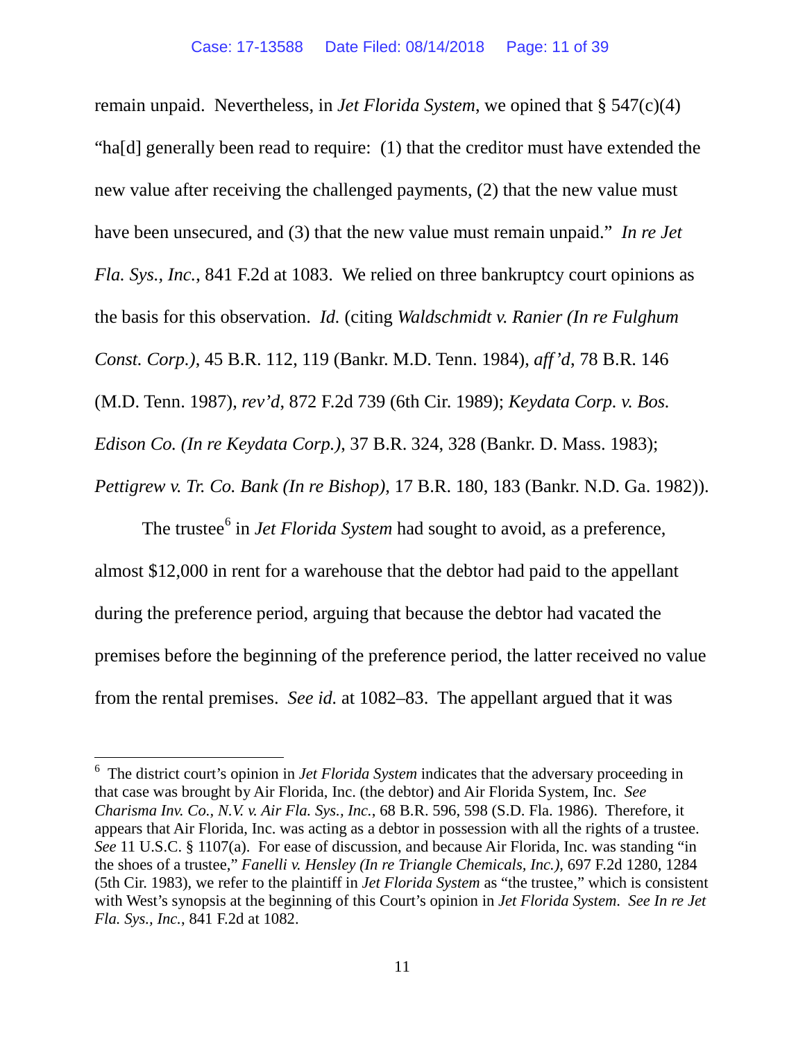remain unpaid. Nevertheless, in *Jet Florida System*, we opined that § 547(c)(4) "ha[d] generally been read to require: (1) that the creditor must have extended the new value after receiving the challenged payments, (2) that the new value must have been unsecured, and (3) that the new value must remain unpaid." *In re Jet Fla. Sys., Inc.*, 841 F.2d at 1083. We relied on three bankruptcy court opinions as the basis for this observation. *Id.* (citing *Waldschmidt v. Ranier (In re Fulghum Const. Corp.)*, 45 B.R. 112, 119 (Bankr. M.D. Tenn. 1984), *aff'd*, 78 B.R. 146 (M.D. Tenn. 1987), *rev'd*, 872 F.2d 739 (6th Cir. 1989); *Keydata Corp. v. Bos. Edison Co. (In re Keydata Corp.)*, 37 B.R. 324, 328 (Bankr. D. Mass. 1983); *Pettigrew v. Tr. Co. Bank (In re Bishop)*, 17 B.R. 180, 183 (Bankr. N.D. Ga. 1982)).

The trustee[6] in *Jet Florida System* had sought to avoid, as a preference, almost $12,000 in rent for a warehouse that the debtor had paid to the appellant during the preference period, arguing that because the debtor had vacated the premises before the beginning of the preference period, the latter received no value from the rental premises. *See id.* at 1082–83. The appellant argued that it was

---

[6] The district court's opinion in *Jet Florida System* indicates that the adversary proceeding in that case was brought by Air Florida, Inc. (the debtor) and Air Florida System, Inc. *See Charisma Inv. Co., N.V. v. Air Fla. Sys., Inc.*, 68 B.R. 596, 598 (S.D. Fla. 1986). Therefore, it appears that Air Florida, Inc. was acting as a debtor in possession with all the rights of a trustee. *See* 11 U.S.C. § 1107(a). For ease of discussion, and because Air Florida, Inc. was standing "in the shoes of a trustee," *Fanelli v. Hensley (In re Triangle Chemicals, Inc.)*, 697 F.2d 1280, 1284 (5th Cir. 1983), we refer to the plaintiff in *Jet Florida System* as "the trustee," which is consistent with West's synopsis at the beginning of this Court's opinion in *Jet Florida System*. *See In re Jet Fla. Sys., Inc.*, 841 F.2d at 1082.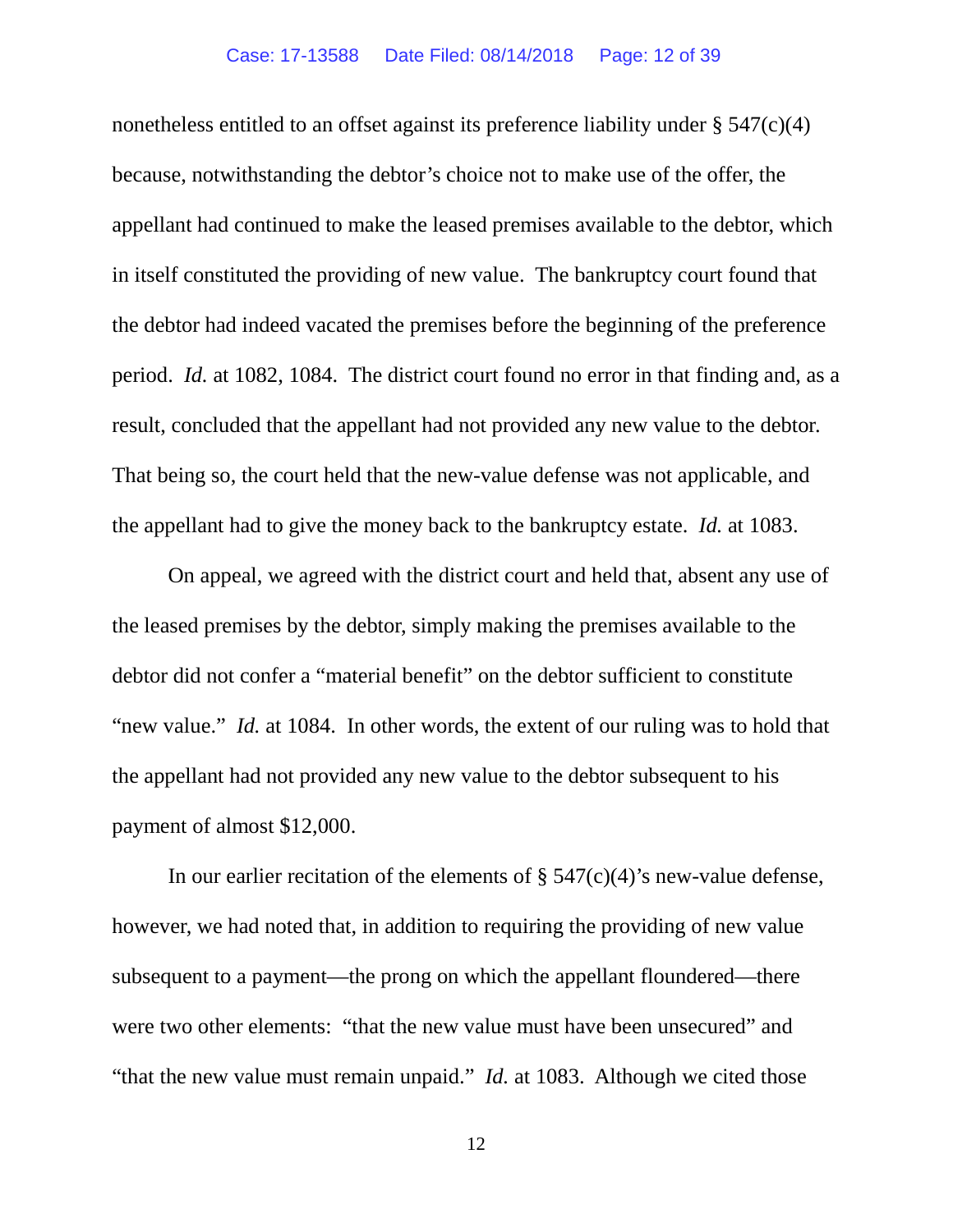nonetheless entitled to an offset against its preference liability under § 547(c)(4) because, notwithstanding the debtor's choice not to make use of the offer, the appellant had continued to make the leased premises available to the debtor, which in itself constituted the providing of new value. The bankruptcy court found that the debtor had indeed vacated the premises before the beginning of the preference period. *Id.* at 1082, 1084. The district court found no error in that finding and, as a result, concluded that the appellant had not provided any new value to the debtor. That being so, the court held that the new-value defense was not applicable, and the appellant had to give the money back to the bankruptcy estate. *Id.* at 1083.

On appeal, we agreed with the district court and held that, absent any use of the leased premises by the debtor, simply making the premises available to the debtor did not confer a "material benefit" on the debtor sufficient to constitute "new value." *Id.* at 1084. In other words, the extent of our ruling was to hold that the appellant had not provided any new value to the debtor subsequent to his payment of almost $12,000.

In our earlier recitation of the elements of § 547(c)(4)'s new-value defense, however, we had noted that, in addition to requiring the providing of new value subsequent to a payment—the prong on which the appellant floundered—there were two other elements: "that the new value must have been unsecured" and "that the new value must remain unpaid." *Id.* at 1083. Although we cited those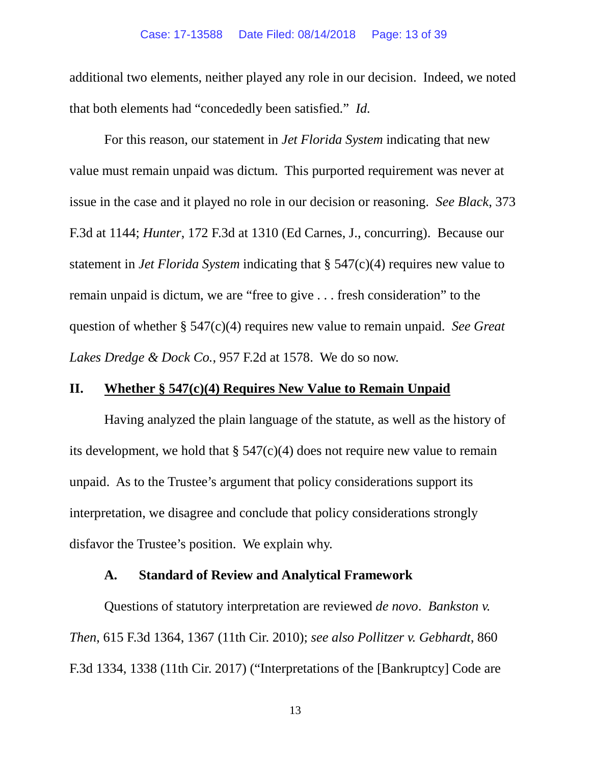additional two elements, neither played any role in our decision. Indeed, we noted that both elements had "concededly been satisfied." *Id.*

For this reason, our statement in *Jet Florida System* indicating that new value must remain unpaid was dictum. This purported requirement was never at issue in the case and it played no role in our decision or reasoning. *See Black*, 373 F.3d at 1144; *Hunter*, 172 F.3d at 1310 (Ed Carnes, J., concurring). Because our statement in *Jet Florida System* indicating that § 547(c)(4) requires new value to remain unpaid is dictum, we are "free to give . . . fresh consideration" to the question of whether § 547(c)(4) requires new value to remain unpaid. *See Great Lakes Dredge & Dock Co.*, 957 F.2d at 1578. We do so now.

## II. Whether § 547(c)(4) Requires New Value to Remain Unpaid

Having analyzed the plain language of the statute, as well as the history of its development, we hold that § 547(c)(4) does not require new value to remain unpaid. As to the Trustee's argument that policy considerations support its interpretation, we disagree and conclude that policy considerations strongly disfavor the Trustee's position. We explain why.

### A. Standard of Review and Analytical Framework

Questions of statutory interpretation are reviewed *de novo*. *Bankston v. Then*, 615 F.3d 1364, 1367 (11th Cir. 2010); *see also Pollitzer v. Gebhardt*, 860 F.3d 1334, 1338 (11th Cir. 2017) ("Interpretations of the [Bankruptcy] Code are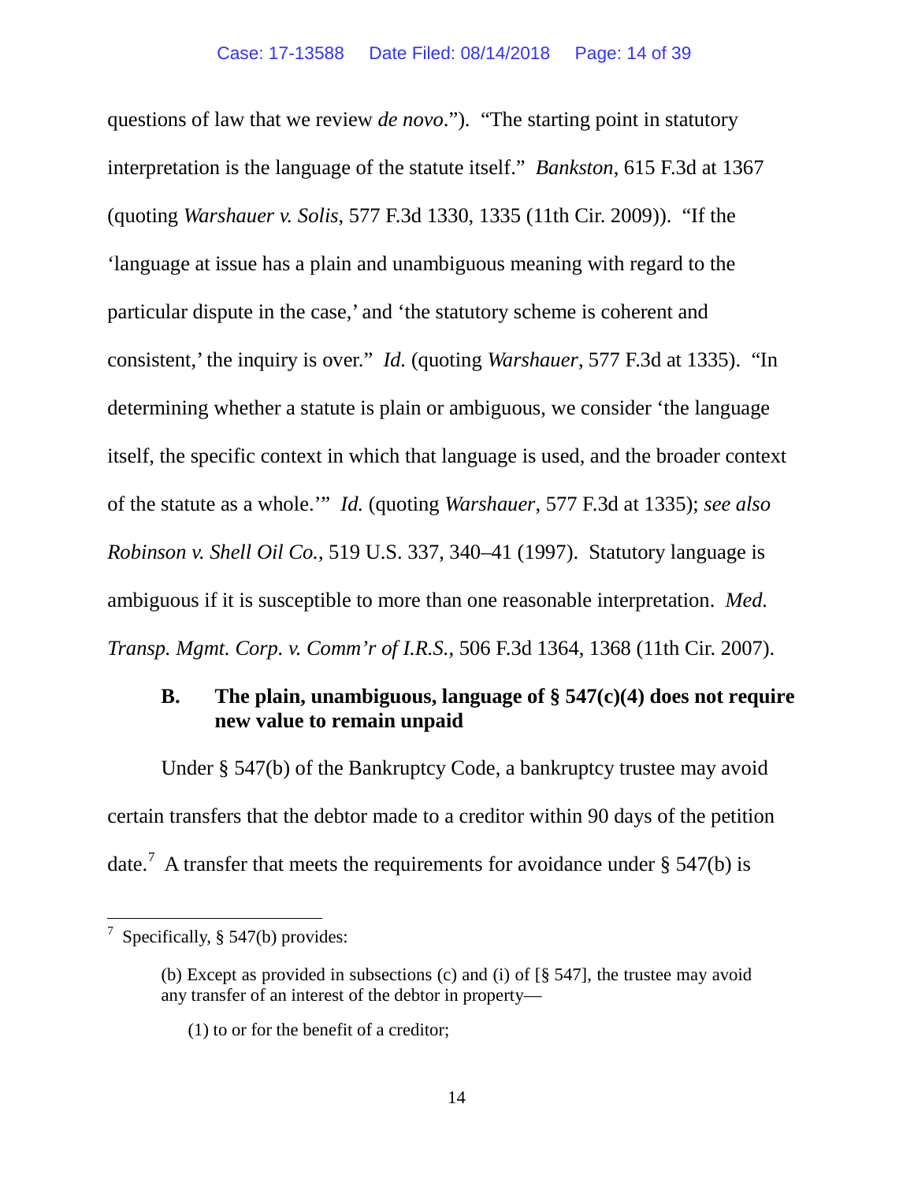questions of law that we review *de novo*."). "The starting point in statutory interpretation is the language of the statute itself." *Bankston*, 615 F.3d at 1367 (quoting *Warshauer v. Solis*, 577 F.3d 1330, 1335 (11th Cir. 2009)). "If the 'language at issue has a plain and unambiguous meaning with regard to the particular dispute in the case,' and 'the statutory scheme is coherent and consistent,' the inquiry is over." *Id.* (quoting *Warshauer*, 577 F.3d at 1335). "In determining whether a statute is plain or ambiguous, we consider 'the language itself, the specific context in which that language is used, and the broader context of the statute as a whole.'" *Id.* (quoting *Warshauer*, 577 F.3d at 1335); *see also Robinson v. Shell Oil Co.*, 519 U.S. 337, 340–41 (1997). Statutory language is ambiguous if it is susceptible to more than one reasonable interpretation. *Med. Transp. Mgmt. Corp. v. Comm'r of I.R.S.*, 506 F.3d 1364, 1368 (11th Cir. 2007).

### B. The plain, unambiguous, language of § 547(c)(4) does not require new value to remain unpaid

Under § 547(b) of the Bankruptcy Code, a bankruptcy trustee may avoid certain transfers that the debtor made to a creditor within 90 days of the petition date.[7] A transfer that meets the requirements for avoidance under § 547(b) is

---

[7] Specifically, § 547(b) provides:

> (b) Except as provided in subsections (c) and (i) of [§ 547], the trustee may avoid any transfer of an interest of the debtor in property—
>
> (1) to or for the benefit of a creditor;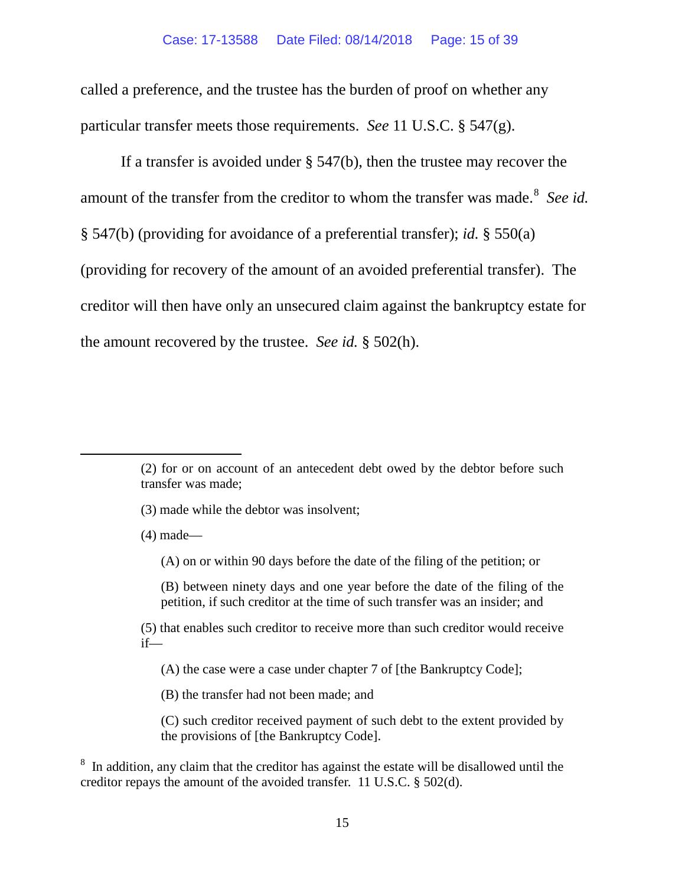called a preference, and the trustee has the burden of proof on whether any particular transfer meets those requirements. *See* 11 U.S.C. § 547(g).

If a transfer is avoided under § 547(b), then the trustee may recover the amount of the transfer from the creditor to whom the transfer was made.[8] *See id.* § 547(b) (providing for avoidance of a preferential transfer); *id.* § 550(a) (providing for recovery of the amount of an avoided preferential transfer). The creditor will then have only an unsecured claim against the bankruptcy estate for the amount recovered by the trustee. *See id.* § 502(h).

---

> (2) for or on account of an antecedent debt owed by the debtor before such transfer was made;
>
> (3) made while the debtor was insolvent;
>
> (4) made—
>
> > (A) on or within 90 days before the date of the filing of the petition; or
> >
> > (B) between ninety days and one year before the date of the filing of the petition, if such creditor at the time of such transfer was an insider; and
>
> (5) that enables such creditor to receive more than such creditor would receive if—
>
> > (A) the case were a case under chapter 7 of [the Bankruptcy Code];
> >
> > (B) the transfer had not been made; and
> >
> > (C) such creditor received payment of such debt to the extent provided by the provisions of [the Bankruptcy Code].

[8] In addition, any claim that the creditor has against the estate will be disallowed until the creditor repays the amount of the avoided transfer. 11 U.S.C. § 502(d).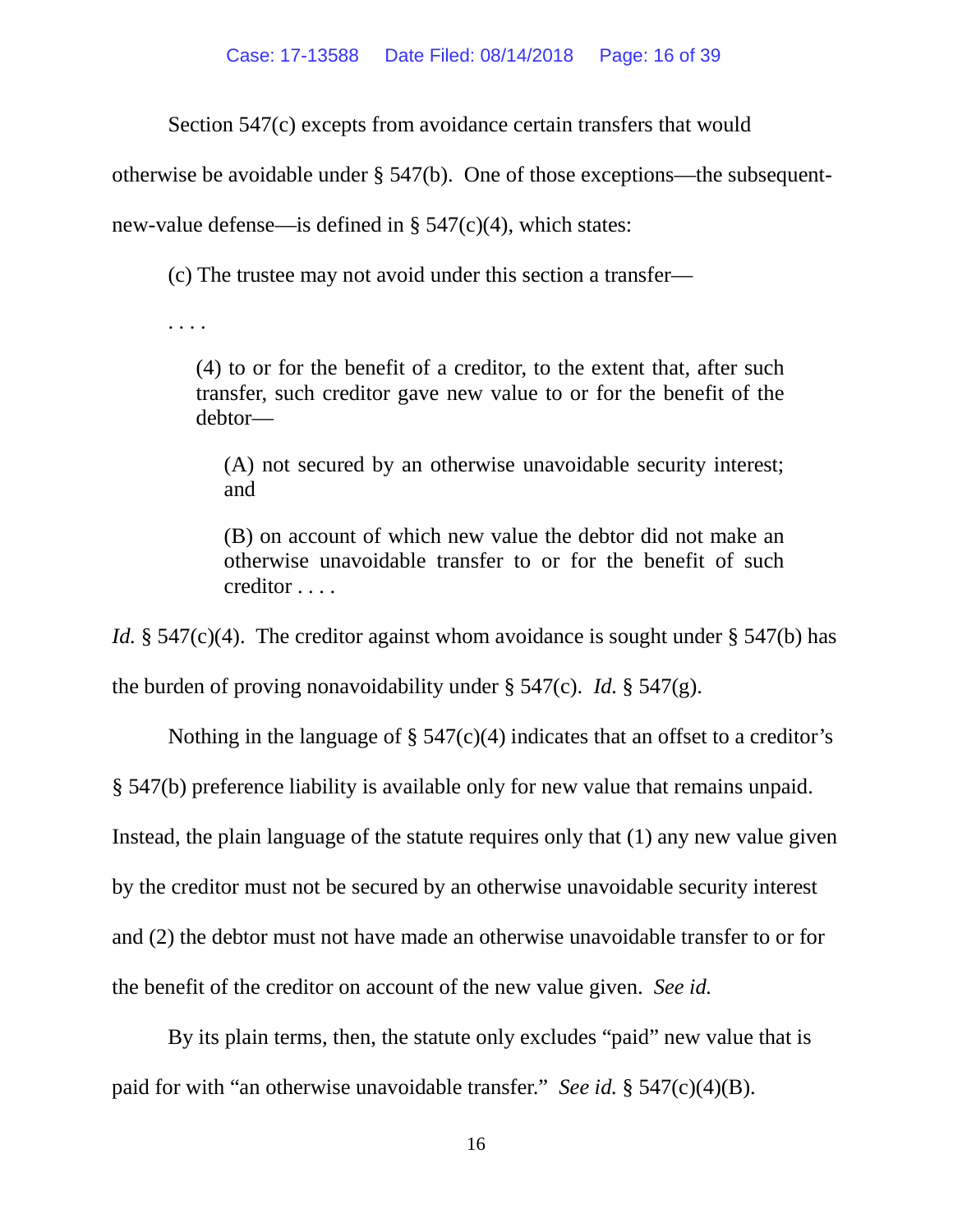Section 547(c) excepts from avoidance certain transfers that would otherwise be avoidable under § 547(b). One of those exceptions—the subsequent-new-value defense—is defined in § 547(c)(4), which states:

> (c) The trustee may not avoid under this section a transfer—
>
> . . . .
>
> (4) to or for the benefit of a creditor, to the extent that, after such transfer, such creditor gave new value to or for the benefit of the debtor—
>
> (A) not secured by an otherwise unavoidable security interest; and
>
> (B) on account of which new value the debtor did not make an otherwise unavoidable transfer to or for the benefit of such creditor . . . .

*Id.* § 547(c)(4). The creditor against whom avoidance is sought under § 547(b) has the burden of proving nonavoidability under § 547(c). *Id.* § 547(g).

Nothing in the language of § 547(c)(4) indicates that an offset to a creditor's § 547(b) preference liability is available only for new value that remains unpaid. Instead, the plain language of the statute requires only that (1) any new value given by the creditor must not be secured by an otherwise unavoidable security interest and (2) the debtor must not have made an otherwise unavoidable transfer to or for the benefit of the creditor on account of the new value given. *See id.*

By its plain terms, then, the statute only excludes "paid" new value that is paid for with "an otherwise unavoidable transfer." *See id.* § 547(c)(4)(B).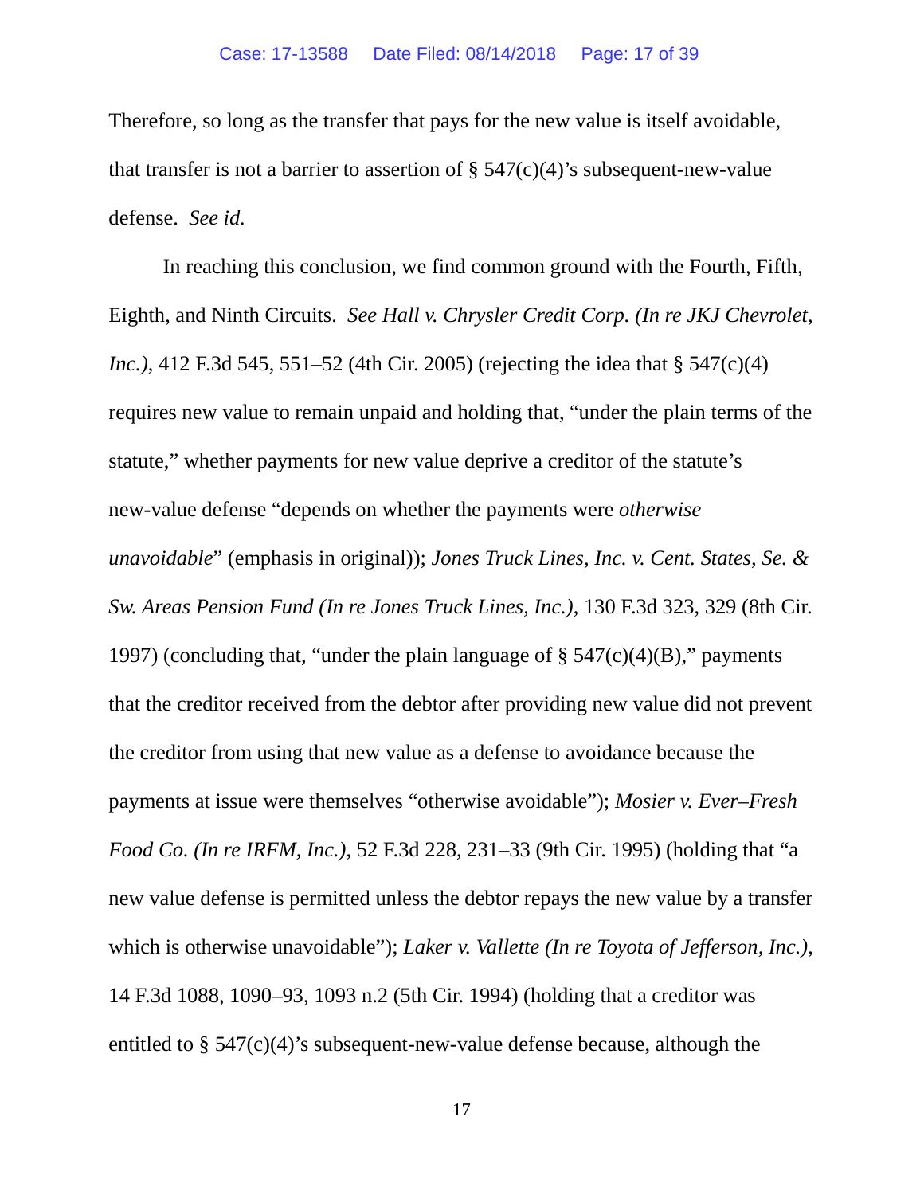Therefore, so long as the transfer that pays for the new value is itself avoidable, that transfer is not a barrier to assertion of § 547(c)(4)'s subsequent-new-value defense. *See id.*

In reaching this conclusion, we find common ground with the Fourth, Fifth, Eighth, and Ninth Circuits. *See Hall v. Chrysler Credit Corp. (In re JKJ Chevrolet, Inc.)*, 412 F.3d 545, 551–52 (4th Cir. 2005) (rejecting the idea that § 547(c)(4) requires new value to remain unpaid and holding that, "under the plain terms of the statute," whether payments for new value deprive a creditor of the statute's new-value defense "depends on whether the payments were *otherwise unavoidable*" (emphasis in original)); *Jones Truck Lines, Inc. v. Cent. States, Se. & Sw. Areas Pension Fund (In re Jones Truck Lines, Inc.)*, 130 F.3d 323, 329 (8th Cir. 1997) (concluding that, "under the plain language of § 547(c)(4)(B)," payments that the creditor received from the debtor after providing new value did not prevent the creditor from using that new value as a defense to avoidance because the payments at issue were themselves "otherwise avoidable"); *Mosier v. Ever–Fresh Food Co. (In re IRFM, Inc.)*, 52 F.3d 228, 231–33 (9th Cir. 1995) (holding that "a new value defense is permitted unless the debtor repays the new value by a transfer which is otherwise unavoidable"); *Laker v. Vallette (In re Toyota of Jefferson, Inc.)*, 14 F.3d 1088, 1090–93, 1093 n.2 (5th Cir. 1994) (holding that a creditor was entitled to § 547(c)(4)'s subsequent-new-value defense because, although the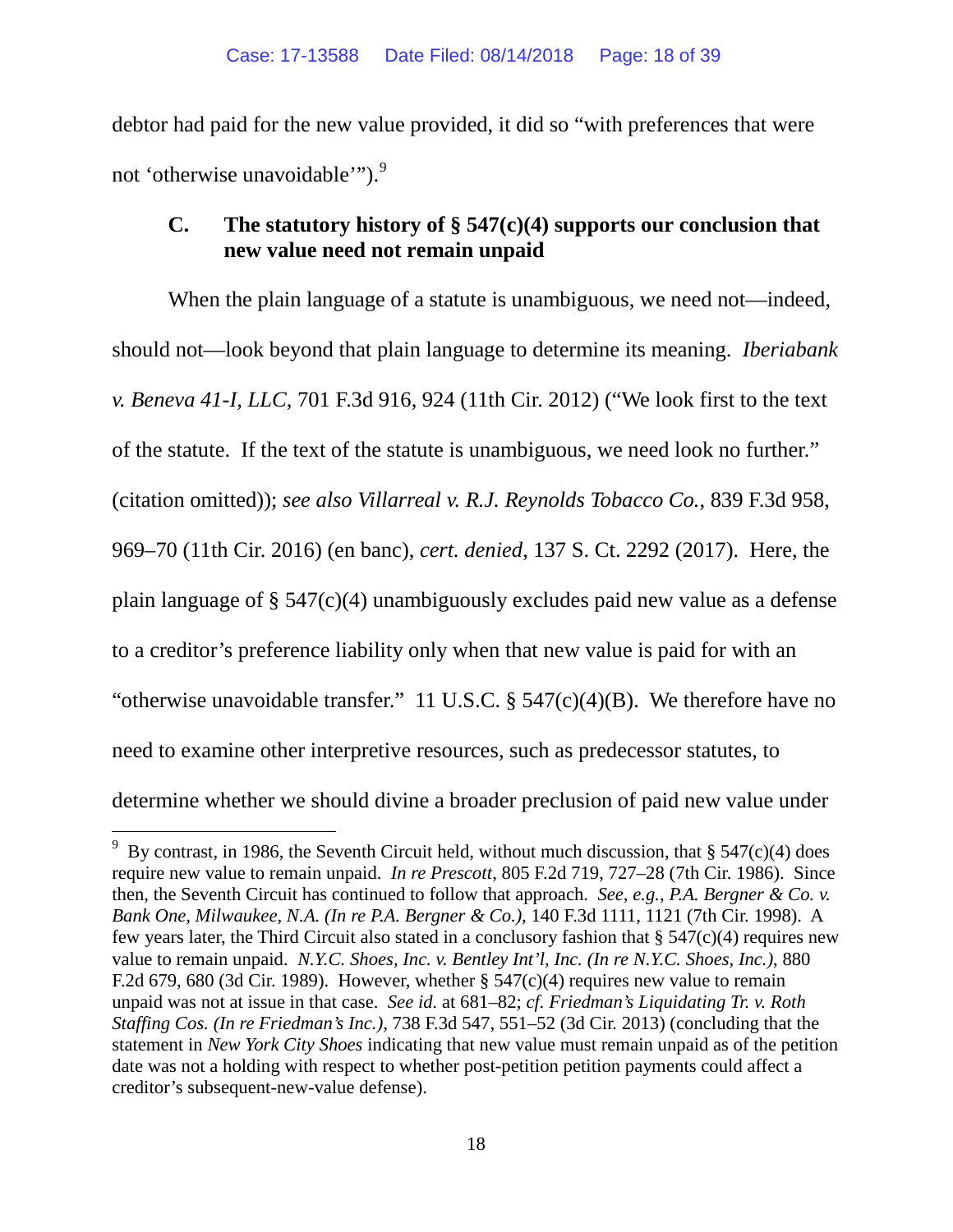debtor had paid for the new value provided, it did so "with preferences that were not 'otherwise unavoidable'").[9]

### C. The statutory history of § 547(c)(4) supports our conclusion that new value need not remain unpaid

When the plain language of a statute is unambiguous, we need not—indeed, should not—look beyond that plain language to determine its meaning. *Iberiabank v. Beneva 41-I, LLC*, 701 F.3d 916, 924 (11th Cir. 2012) ("We look first to the text of the statute. If the text of the statute is unambiguous, we need look no further." (citation omitted)); *see also Villarreal v. R.J. Reynolds Tobacco Co.*, 839 F.3d 958, 969–70 (11th Cir. 2016) (en banc), *cert. denied*, 137 S. Ct. 2292 (2017). Here, the plain language of § 547(c)(4) unambiguously excludes paid new value as a defense to a creditor's preference liability only when that new value is paid for with an "otherwise unavoidable transfer." 11 U.S.C. § 547(c)(4)(B). We therefore have no need to examine other interpretive resources, such as predecessor statutes, to determine whether we should divine a broader preclusion of paid new value under

---

[9] By contrast, in 1986, the Seventh Circuit held, without much discussion, that § 547(c)(4) does require new value to remain unpaid. *In re Prescott*, 805 F.2d 719, 727–28 (7th Cir. 1986). Since then, the Seventh Circuit has continued to follow that approach. *See, e.g.*, *P.A. Bergner & Co. v. Bank One, Milwaukee, N.A. (In re P.A. Bergner & Co.)*, 140 F.3d 1111, 1121 (7th Cir. 1998). A few years later, the Third Circuit also stated in a conclusory fashion that § 547(c)(4) requires new value to remain unpaid. *N.Y.C. Shoes, Inc. v. Bentley Int'l, Inc. (In re N.Y.C. Shoes, Inc.)*, 880 F.2d 679, 680 (3d Cir. 1989). However, whether § 547(c)(4) requires new value to remain unpaid was not at issue in that case. *See id.* at 681–82; *cf. Friedman's Liquidating Tr. v. Roth Staffing Cos. (In re Friedman's Inc.)*, 738 F.3d 547, 551–52 (3d Cir. 2013) (concluding that the statement in *New York City Shoes* indicating that new value must remain unpaid as of the petition date was not a holding with respect to whether post-petition petition payments could affect a creditor's subsequent-new-value defense).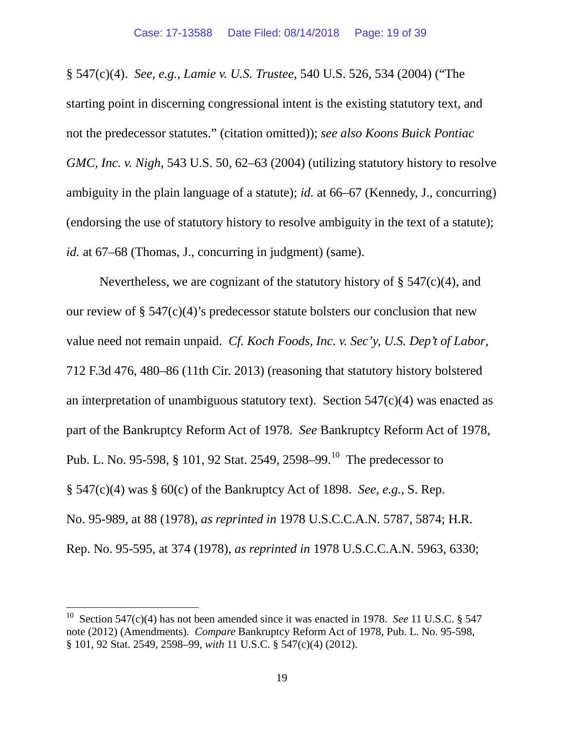§ 547(c)(4). *See, e.g.*, *Lamie v. U.S. Trustee*, 540 U.S. 526, 534 (2004) ("The starting point in discerning congressional intent is the existing statutory text, and not the predecessor statutes." (citation omitted)); *see also Koons Buick Pontiac GMC, Inc. v. Nigh*, 543 U.S. 50, 62–63 (2004) (utilizing statutory history to resolve ambiguity in the plain language of a statute); *id.* at 66–67 (Kennedy, J., concurring) (endorsing the use of statutory history to resolve ambiguity in the text of a statute); *id.* at 67–68 (Thomas, J., concurring in judgment) (same).

Nevertheless, we are cognizant of the statutory history of § 547(c)(4), and our review of § 547(c)(4)'s predecessor statute bolsters our conclusion that new value need not remain unpaid. *Cf. Koch Foods, Inc. v. Sec'y, U.S. Dep't of Labor*, 712 F.3d 476, 480–86 (11th Cir. 2013) (reasoning that statutory history bolstered an interpretation of unambiguous statutory text). Section 547(c)(4) was enacted as part of the Bankruptcy Reform Act of 1978. *See* Bankruptcy Reform Act of 1978, Pub. L. No. 95-598, § 101, 92 Stat. 2549, 2598–99.[10] The predecessor to § 547(c)(4) was § 60(c) of the Bankruptcy Act of 1898. *See, e.g.*, S. Rep. No. 95-989, at 88 (1978), *as reprinted in* 1978 U.S.C.C.A.N. 5787, 5874; H.R. Rep. No. 95-595, at 374 (1978), *as reprinted in* 1978 U.S.C.C.A.N. 5963, 6330;

---

[10] Section 547(c)(4) has not been amended since it was enacted in 1978. *See* 11 U.S.C. § 547 note (2012) (Amendments). *Compare* Bankruptcy Reform Act of 1978, Pub. L. No. 95-598, § 101, 92 Stat. 2549, 2598–99, *with* 11 U.S.C. § 547(c)(4) (2012).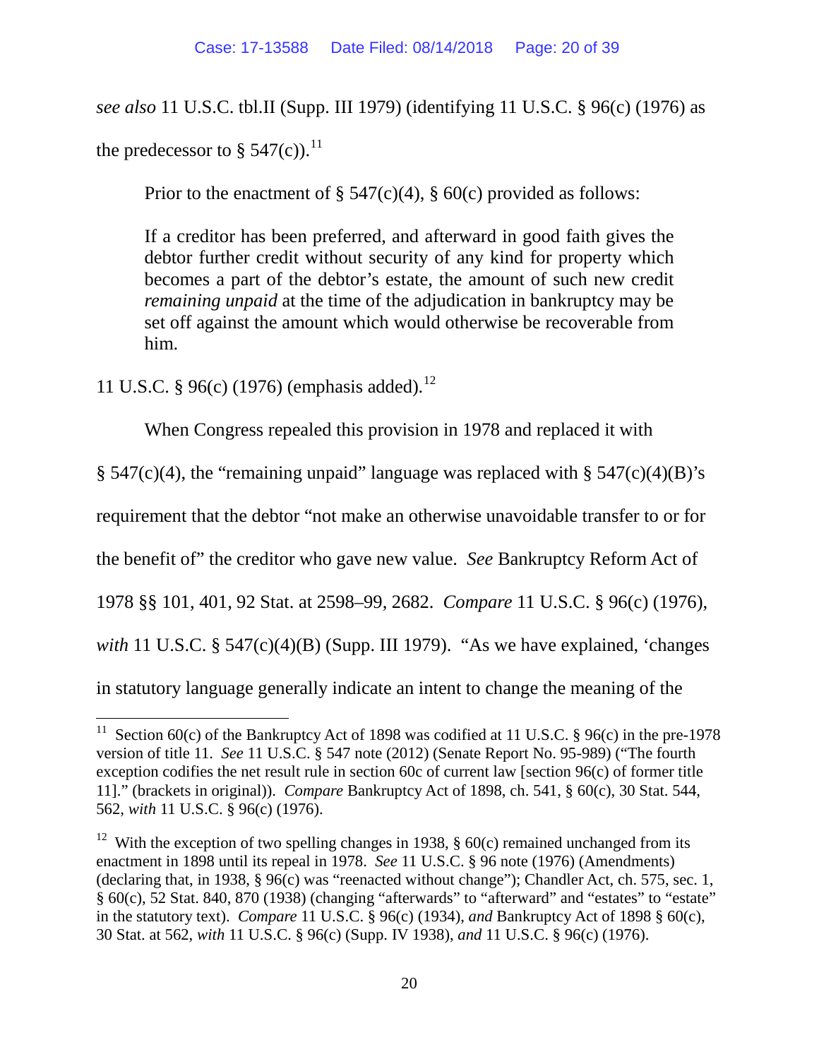*see also* 11 U.S.C. tbl.II (Supp. III 1979) (identifying 11 U.S.C. § 96(c) (1976) as the predecessor to § 547(c)).[11]

Prior to the enactment of § 547(c)(4), § 60(c) provided as follows:

> If a creditor has been preferred, and afterward in good faith gives the debtor further credit without security of any kind for property which becomes a part of the debtor's estate, the amount of such new credit *remaining unpaid* at the time of the adjudication in bankruptcy may be set off against the amount which would otherwise be recoverable from him.

11 U.S.C. § 96(c) (1976) (emphasis added).[12]

When Congress repealed this provision in 1978 and replaced it with § 547(c)(4), the "remaining unpaid" language was replaced with § 547(c)(4)(B)'s requirement that the debtor "not make an otherwise unavoidable transfer to or for the benefit of" the creditor who gave new value. *See* Bankruptcy Reform Act of 1978 §§ 101, 401, 92 Stat. at 2598–99, 2682. *Compare* 11 U.S.C. § 96(c) (1976), *with* 11 U.S.C. § 547(c)(4)(B) (Supp. III 1979). "As we have explained, 'changes in statutory language generally indicate an intent to change the meaning of the

---

[11] Section 60(c) of the Bankruptcy Act of 1898 was codified at 11 U.S.C. § 96(c) in the pre-1978 version of title 11. *See* 11 U.S.C. § 547 note (2012) (Senate Report No. 95-989) ("The fourth exception codifies the net result rule in section 60c of current law [section 96(c) of former title 11]." (brackets in original)). *Compare* Bankruptcy Act of 1898, ch. 541, § 60(c), 30 Stat. 544, 562, *with* 11 U.S.C. § 96(c) (1976).

[12] With the exception of two spelling changes in 1938, § 60(c) remained unchanged from its enactment in 1898 until its repeal in 1978. *See* 11 U.S.C. § 96 note (1976) (Amendments) (declaring that, in 1938, § 96(c) was "reenacted without change"); Chandler Act, ch. 575, sec. 1, § 60(c), 52 Stat. 840, 870 (1938) (changing "afterwards" to "afterward" and "estates" to "estate" in the statutory text). *Compare* 11 U.S.C. § 96(c) (1934), *and* Bankruptcy Act of 1898 § 60(c), 30 Stat. at 562, *with* 11 U.S.C. § 96(c) (Supp. IV 1938), *and* 11 U.S.C. § 96(c) (1976).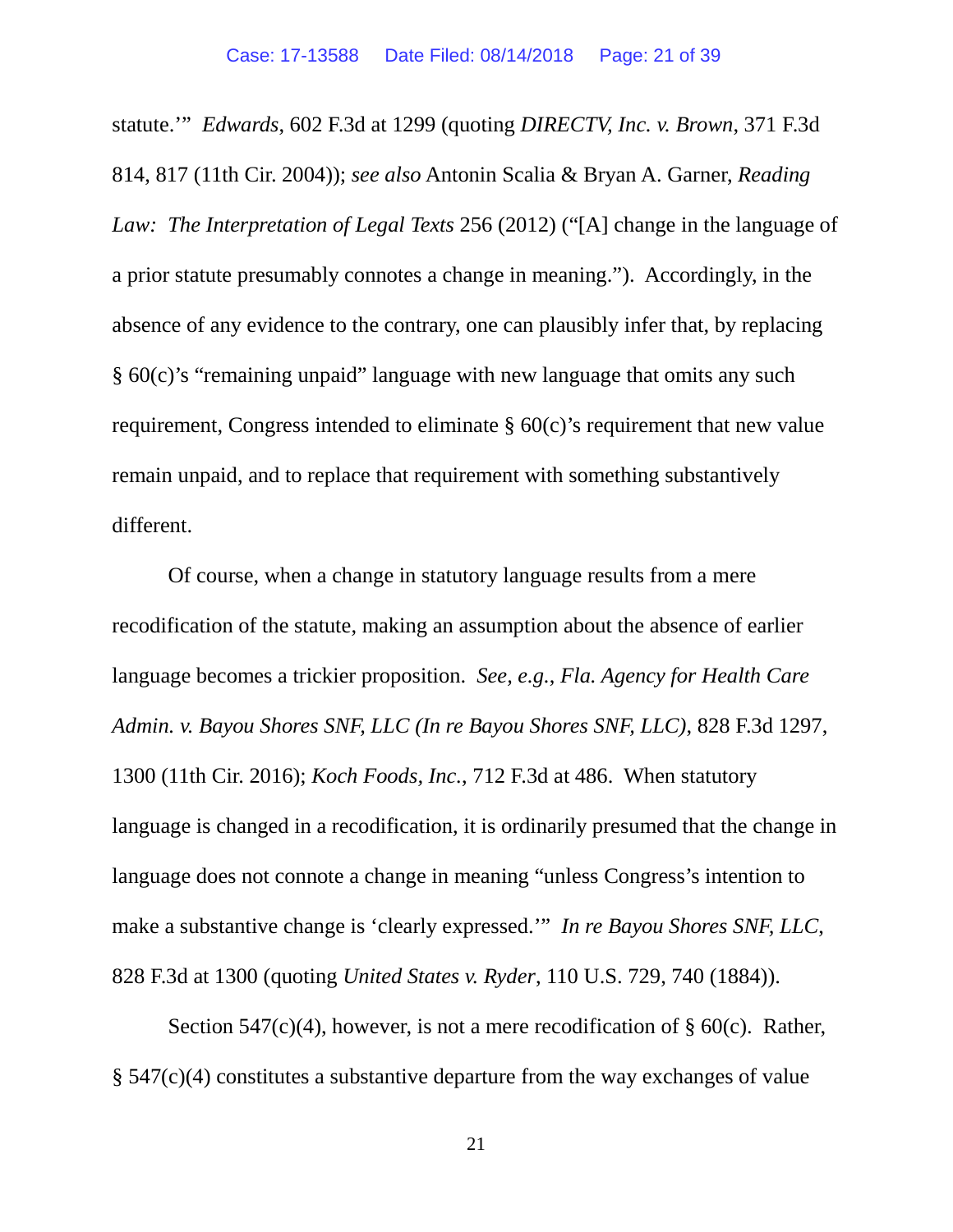statute.'" *Edwards*, 602 F.3d at 1299 (quoting *DIRECTV, Inc. v. Brown*, 371 F.3d 814, 817 (11th Cir. 2004)); *see also* Antonin Scalia & Bryan A. Garner, *Reading Law: The Interpretation of Legal Texts* 256 (2012) ("[A] change in the language of a prior statute presumably connotes a change in meaning."). Accordingly, in the absence of any evidence to the contrary, one can plausibly infer that, by replacing § 60(c)'s "remaining unpaid" language with new language that omits any such requirement, Congress intended to eliminate § 60(c)'s requirement that new value remain unpaid, and to replace that requirement with something substantively different.

Of course, when a change in statutory language results from a mere recodification of the statute, making an assumption about the absence of earlier language becomes a trickier proposition. *See, e.g.*, *Fla. Agency for Health Care Admin. v. Bayou Shores SNF, LLC (In re Bayou Shores SNF, LLC)*, 828 F.3d 1297, 1300 (11th Cir. 2016); *Koch Foods, Inc.*, 712 F.3d at 486. When statutory language is changed in a recodification, it is ordinarily presumed that the change in language does not connote a change in meaning "unless Congress's intention to make a substantive change is 'clearly expressed.'" *In re Bayou Shores SNF, LLC*, 828 F.3d at 1300 (quoting *United States v. Ryder*, 110 U.S. 729, 740 (1884)).

Section 547(c)(4), however, is not a mere recodification of § 60(c). Rather, § 547(c)(4) constitutes a substantive departure from the way exchanges of value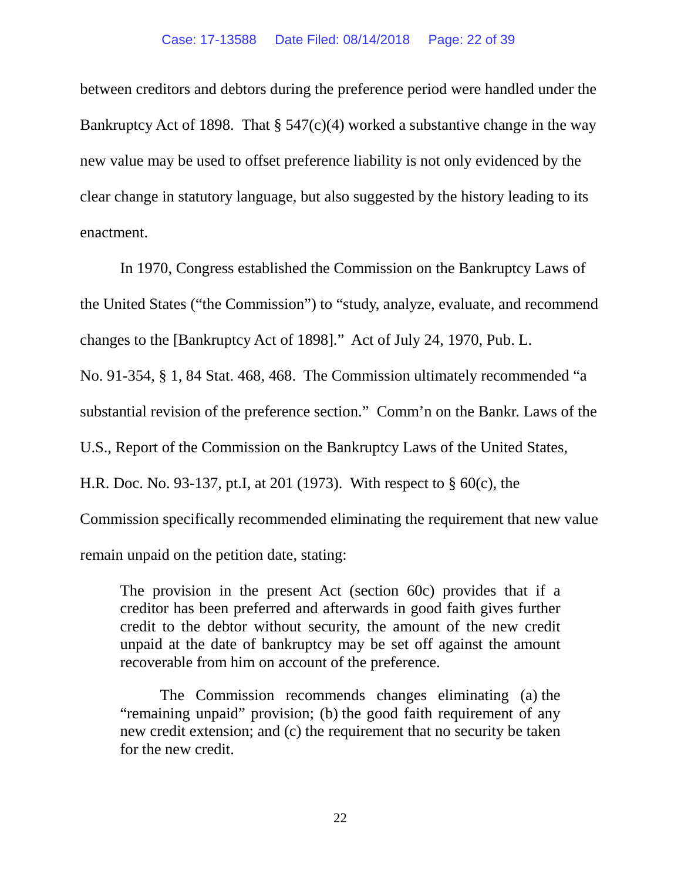between creditors and debtors during the preference period were handled under the Bankruptcy Act of 1898. That § 547(c)(4) worked a substantive change in the way new value may be used to offset preference liability is not only evidenced by the clear change in statutory language, but also suggested by the history leading to its enactment.

In 1970, Congress established the Commission on the Bankruptcy Laws of the United States ("the Commission") to "study, analyze, evaluate, and recommend changes to the [Bankruptcy Act of 1898]." Act of July 24, 1970, Pub. L. No. 91-354, § 1, 84 Stat. 468, 468. The Commission ultimately recommended "a substantial revision of the preference section." Comm'n on the Bankr. Laws of the U.S., Report of the Commission on the Bankruptcy Laws of the United States, H.R. Doc. No. 93-137, pt.I, at 201 (1973). With respect to § 60(c), the Commission specifically recommended eliminating the requirement that new value remain unpaid on the petition date, stating:

> The provision in the present Act (section 60c) provides that if a creditor has been preferred and afterwards in good faith gives further credit to the debtor without security, the amount of the new credit unpaid at the date of bankruptcy may be set off against the amount recoverable from him on account of the preference.
>
> The Commission recommends changes eliminating (a) the "remaining unpaid" provision; (b) the good faith requirement of any new credit extension; and (c) the requirement that no security be taken for the new credit.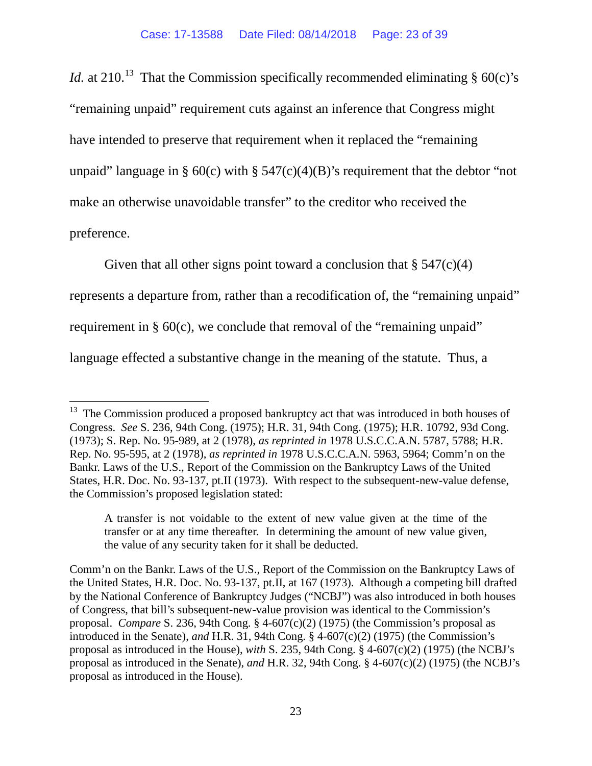*Id.* at 210.[13] That the Commission specifically recommended eliminating § 60(c)'s "remaining unpaid" requirement cuts against an inference that Congress might have intended to preserve that requirement when it replaced the "remaining unpaid" language in § 60(c) with § 547(c)(4)(B)'s requirement that the debtor "not make an otherwise unavoidable transfer" to the creditor who received the preference.

Given that all other signs point toward a conclusion that § 547(c)(4) represents a departure from, rather than a recodification of, the "remaining unpaid" requirement in § 60(c), we conclude that removal of the "remaining unpaid" language effected a substantive change in the meaning of the statute. Thus, a

---

[13] The Commission produced a proposed bankruptcy act that was introduced in both houses of Congress. *See* S. 236, 94th Cong. (1975); H.R. 31, 94th Cong. (1975); H.R. 10792, 93d Cong. (1973); S. Rep. No. 95-989, at 2 (1978), *as reprinted in* 1978 U.S.C.C.A.N. 5787, 5788; H.R. Rep. No. 95-595, at 2 (1978), *as reprinted in* 1978 U.S.C.C.A.N. 5963, 5964; Comm'n on the Bankr. Laws of the U.S., Report of the Commission on the Bankruptcy Laws of the United States, H.R. Doc. No. 93-137, pt.II (1973). With respect to the subsequent-new-value defense, the Commission's proposed legislation stated:

> A transfer is not voidable to the extent of new value given at the time of the transfer or at any time thereafter. In determining the amount of new value given, the value of any security taken for it shall be deducted.

Comm'n on the Bankr. Laws of the U.S., Report of the Commission on the Bankruptcy Laws of the United States, H.R. Doc. No. 93-137, pt.II, at 167 (1973). Although a competing bill drafted by the National Conference of Bankruptcy Judges ("NCBJ") was also introduced in both houses of Congress, that bill's subsequent-new-value provision was identical to the Commission's proposal. *Compare* S. 236, 94th Cong. § 4-607(c)(2) (1975) (the Commission's proposal as introduced in the Senate), *and* H.R. 31, 94th Cong. § 4-607(c)(2) (1975) (the Commission's proposal as introduced in the House), *with* S. 235, 94th Cong. § 4-607(c)(2) (1975) (the NCBJ's proposal as introduced in the Senate), *and* H.R. 32, 94th Cong. § 4-607(c)(2) (1975) (the NCBJ's proposal as introduced in the House).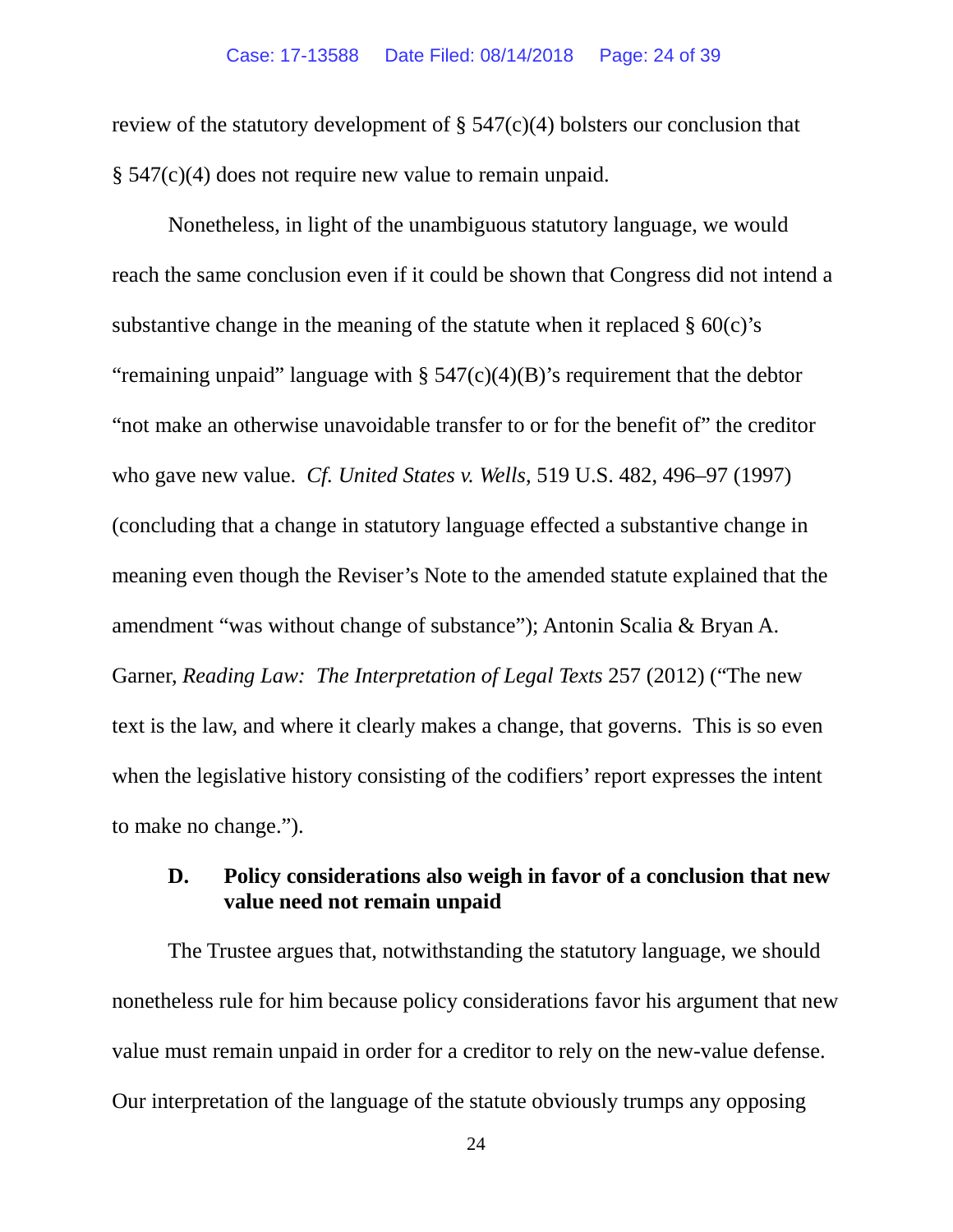review of the statutory development of § 547(c)(4) bolsters our conclusion that § 547(c)(4) does not require new value to remain unpaid.

Nonetheless, in light of the unambiguous statutory language, we would reach the same conclusion even if it could be shown that Congress did not intend a substantive change in the meaning of the statute when it replaced § 60(c)'s "remaining unpaid" language with § 547(c)(4)(B)'s requirement that the debtor "not make an otherwise unavoidable transfer to or for the benefit of" the creditor who gave new value. *Cf. United States v. Wells*, 519 U.S. 482, 496–97 (1997) (concluding that a change in statutory language effected a substantive change in meaning even though the Reviser's Note to the amended statute explained that the amendment "was without change of substance"); Antonin Scalia & Bryan A. Garner, *Reading Law: The Interpretation of Legal Texts* 257 (2012) ("The new text is the law, and where it clearly makes a change, that governs. This is so even when the legislative history consisting of the codifiers' report expresses the intent to make no change.").

### D. Policy considerations also weigh in favor of a conclusion that new value need not remain unpaid

The Trustee argues that, notwithstanding the statutory language, we should nonetheless rule for him because policy considerations favor his argument that new value must remain unpaid in order for a creditor to rely on the new-value defense. Our interpretation of the language of the statute obviously trumps any opposing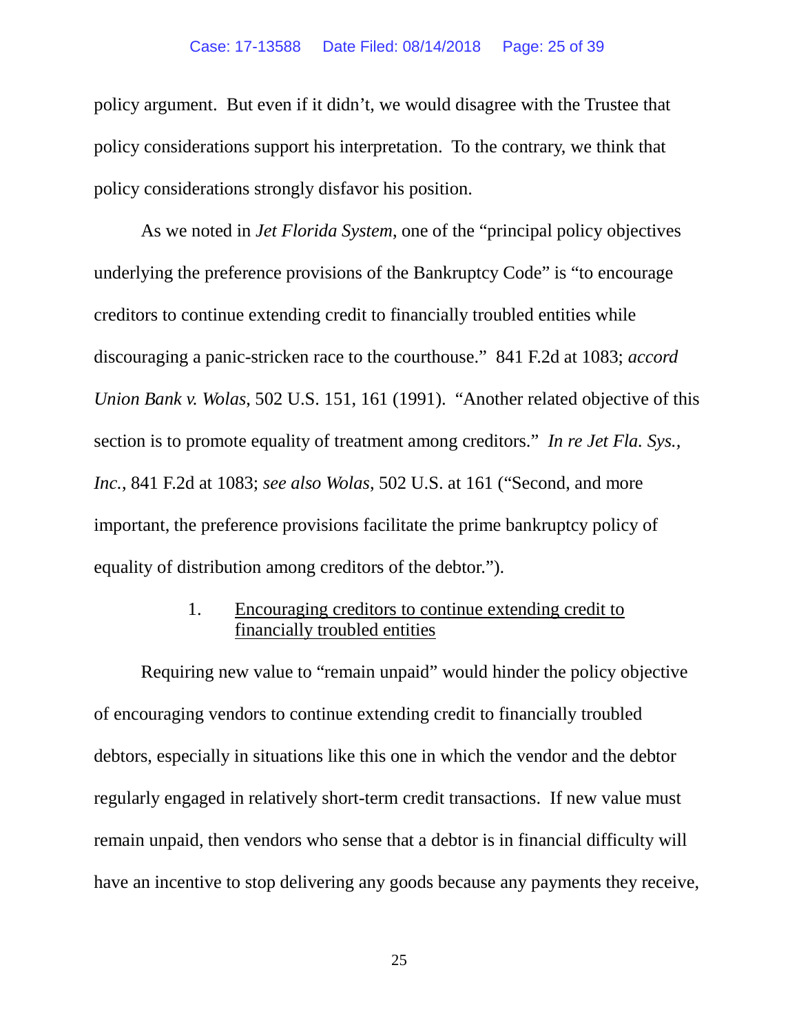policy argument. But even if it didn't, we would disagree with the Trustee that policy considerations support his interpretation. To the contrary, we think that policy considerations strongly disfavor his position.

As we noted in *Jet Florida System*, one of the "principal policy objectives underlying the preference provisions of the Bankruptcy Code" is "to encourage creditors to continue extending credit to financially troubled entities while discouraging a panic-stricken race to the courthouse." 841 F.2d at 1083; *accord Union Bank v. Wolas*, 502 U.S. 151, 161 (1991). "Another related objective of this section is to promote equality of treatment among creditors." *In re Jet Fla. Sys., Inc.*, 841 F.2d at 1083; *see also Wolas*, 502 U.S. at 161 ("Second, and more important, the preference provisions facilitate the prime bankruptcy policy of equality of distribution among creditors of the debtor.").

1. <u>Encouraging creditors to continue extending credit to financially troubled entities</u>

Requiring new value to "remain unpaid" would hinder the policy objective of encouraging vendors to continue extending credit to financially troubled debtors, especially in situations like this one in which the vendor and the debtor regularly engaged in relatively short-term credit transactions. If new value must remain unpaid, then vendors who sense that a debtor is in financial difficulty will have an incentive to stop delivering any goods because any payments they receive,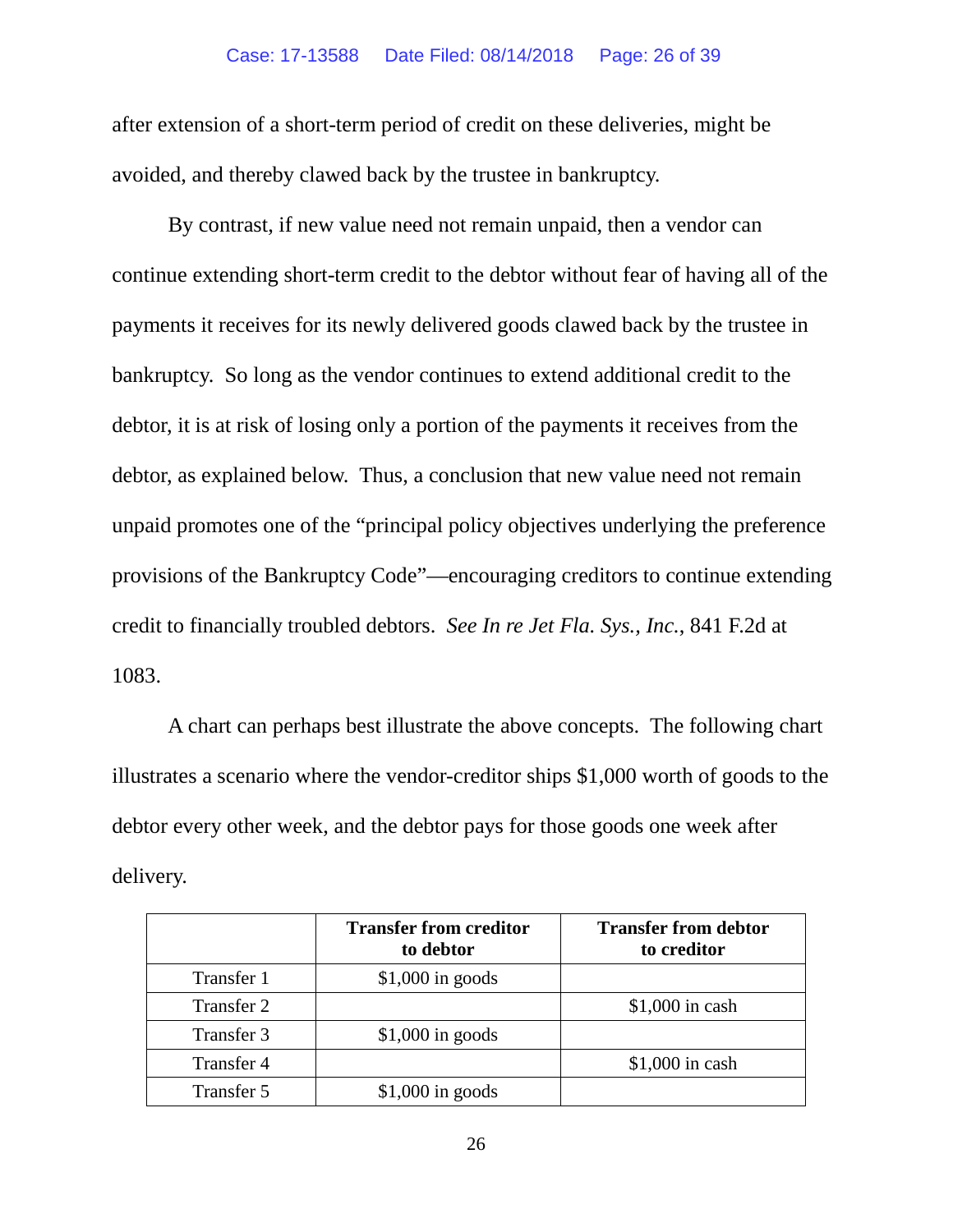after extension of a short-term period of credit on these deliveries, might be avoided, and thereby clawed back by the trustee in bankruptcy.

By contrast, if new value need not remain unpaid, then a vendor can continue extending short-term credit to the debtor without fear of having all of the payments it receives for its newly delivered goods clawed back by the trustee in bankruptcy. So long as the vendor continues to extend additional credit to the debtor, it is at risk of losing only a portion of the payments it receives from the debtor, as explained below. Thus, a conclusion that new value need not remain unpaid promotes one of the "principal policy objectives underlying the preference provisions of the Bankruptcy Code"—encouraging creditors to continue extending credit to financially troubled debtors. *See In re Jet Fla. Sys., Inc.*, 841 F.2d at 1083.

A chart can perhaps best illustrate the above concepts. The following chart illustrates a scenario where the vendor-creditor ships $1,000 worth of goods to the debtor every other week, and the debtor pays for those goods one week after delivery.

| | **Transfer from creditor to debtor** | **Transfer from debtor to creditor** |
|---|---|---|
| Transfer 1 | $1,000 in goods | |
| Transfer 2 | | $1,000 in cash |
| Transfer 3 | $1,000 in goods | |
| Transfer 4 | | $1,000 in cash |
| Transfer 5 | $1,000 in goods | |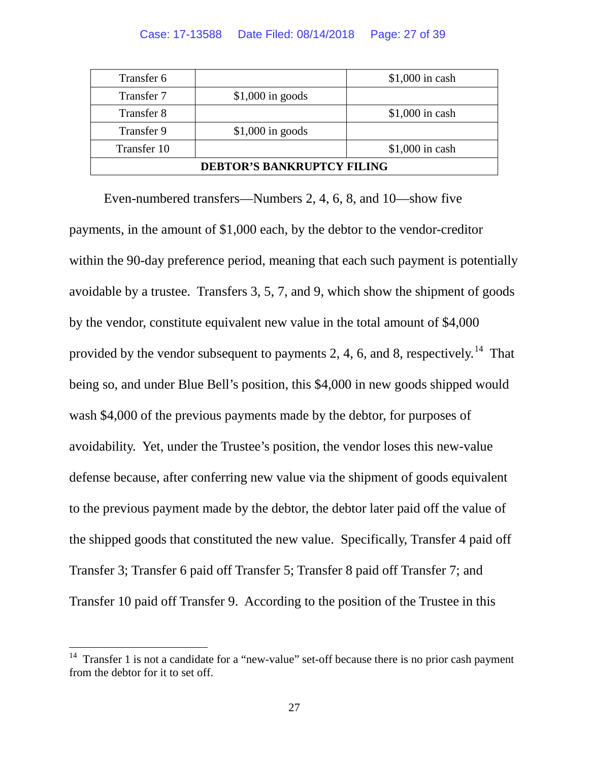| Transfer 6 | | $1,000 in cash |
|---|---|---|
| Transfer 7 | $1,000 in goods | |
| Transfer 8 | | $1,000 in cash |
| Transfer 9 | $1,000 in goods | |
| Transfer 10 | | $1,000 in cash |
| **DEBTOR'S BANKRUPTCY FILING** | | |

Even-numbered transfers—Numbers 2, 4, 6, 8, and 10—show five payments, in the amount of $1,000 each, by the debtor to the vendor-creditor within the 90-day preference period, meaning that each such payment is potentially avoidable by a trustee. Transfers 3, 5, 7, and 9, which show the shipment of goods by the vendor, constitute equivalent new value in the total amount of $4,000 provided by the vendor subsequent to payments 2, 4, 6, and 8, respectively.[14] That being so, and under Blue Bell's position, this $4,000 in new goods shipped would wash $4,000 of the previous payments made by the debtor, for purposes of avoidability. Yet, under the Trustee's position, the vendor loses this new-value defense because, after conferring new value via the shipment of goods equivalent to the previous payment made by the debtor, the debtor later paid off the value of the shipped goods that constituted the new value. Specifically, Transfer 4 paid off Transfer 3; Transfer 6 paid off Transfer 5; Transfer 8 paid off Transfer 7; and Transfer 10 paid off Transfer 9. According to the position of the Trustee in this

[14] Transfer 1 is not a candidate for a "new-value" set-off because there is no prior cash payment from the debtor for it to set off.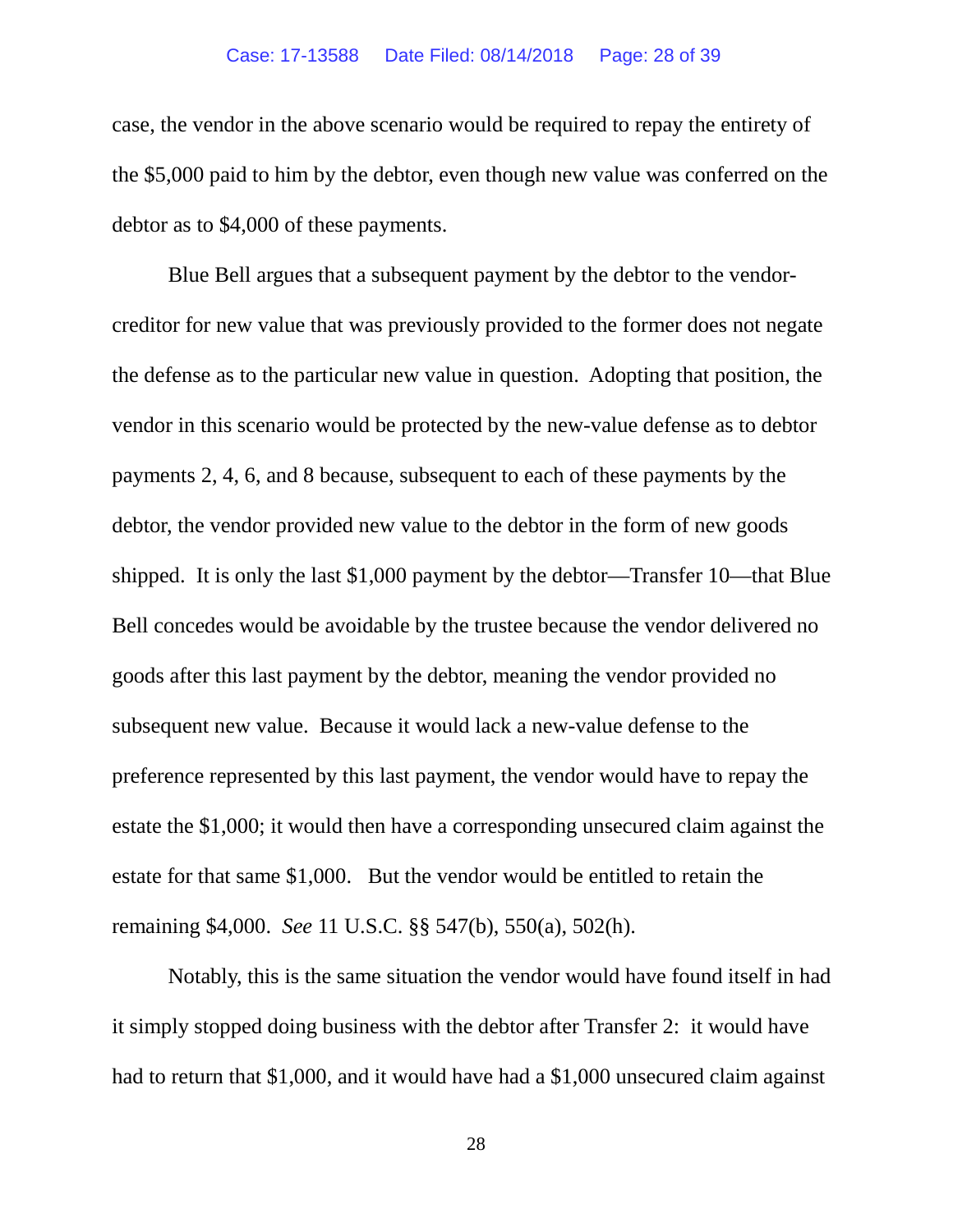case, the vendor in the above scenario would be required to repay the entirety of the $5,000 paid to him by the debtor, even though new value was conferred on the debtor as to $4,000 of these payments.

Blue Bell argues that a subsequent payment by the debtor to the vendor-creditor for new value that was previously provided to the former does not negate the defense as to the particular new value in question. Adopting that position, the vendor in this scenario would be protected by the new-value defense as to debtor payments 2, 4, 6, and 8 because, subsequent to each of these payments by the debtor, the vendor provided new value to the debtor in the form of new goods shipped. It is only the last $1,000 payment by the debtor—Transfer 10—that Blue Bell concedes would be avoidable by the trustee because the vendor delivered no goods after this last payment by the debtor, meaning the vendor provided no subsequent new value. Because it would lack a new-value defense to the preference represented by this last payment, the vendor would have to repay the estate the $1,000; it would then have a corresponding unsecured claim against the estate for that same $1,000. But the vendor would be entitled to retain the remaining $4,000. *See* 11 U.S.C. §§ 547(b), 550(a), 502(h).

Notably, this is the same situation the vendor would have found itself in had it simply stopped doing business with the debtor after Transfer 2: it would have had to return that $1,000, and it would have had a $1,000 unsecured claim against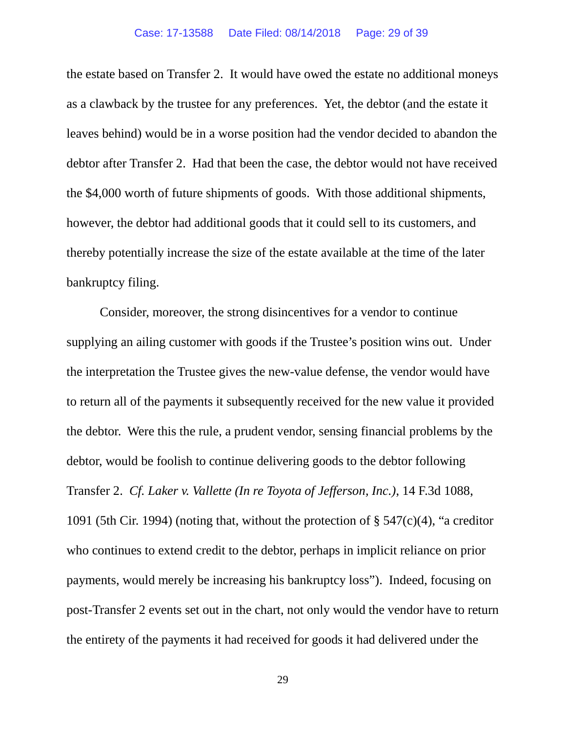the estate based on Transfer 2. It would have owed the estate no additional moneys as a clawback by the trustee for any preferences. Yet, the debtor (and the estate it leaves behind) would be in a worse position had the vendor decided to abandon the debtor after Transfer 2. Had that been the case, the debtor would not have received the $4,000 worth of future shipments of goods. With those additional shipments, however, the debtor had additional goods that it could sell to its customers, and thereby potentially increase the size of the estate available at the time of the later bankruptcy filing.

Consider, moreover, the strong disincentives for a vendor to continue supplying an ailing customer with goods if the Trustee's position wins out. Under the interpretation the Trustee gives the new-value defense, the vendor would have to return all of the payments it subsequently received for the new value it provided the debtor. Were this the rule, a prudent vendor, sensing financial problems by the debtor, would be foolish to continue delivering goods to the debtor following Transfer 2. *Cf. Laker v. Vallette (In re Toyota of Jefferson, Inc.)*, 14 F.3d 1088, 1091 (5th Cir. 1994) (noting that, without the protection of § 547(c)(4), "a creditor who continues to extend credit to the debtor, perhaps in implicit reliance on prior payments, would merely be increasing his bankruptcy loss"). Indeed, focusing on post-Transfer 2 events set out in the chart, not only would the vendor have to return the entirety of the payments it had received for goods it had delivered under the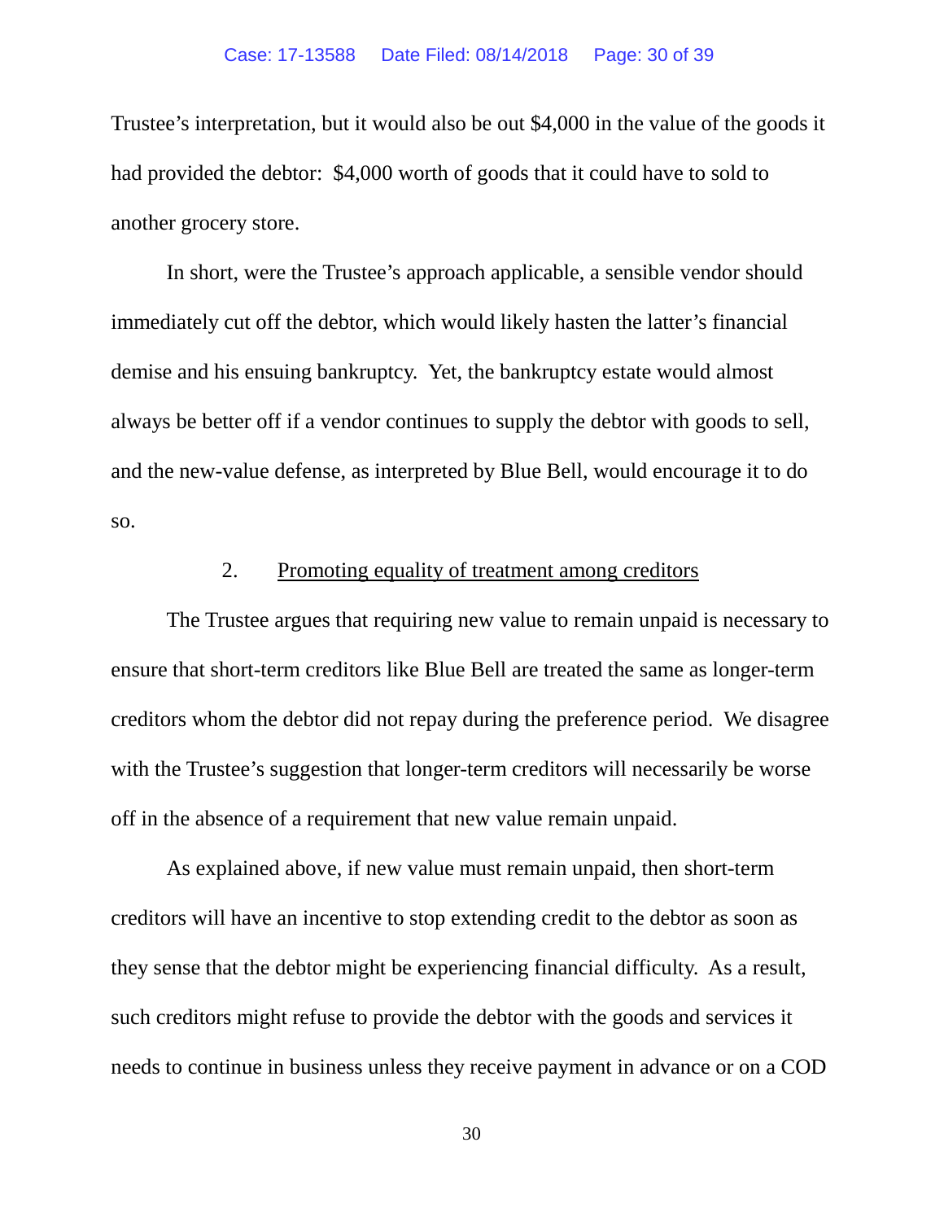Trustee's interpretation, but it would also be out $4,000 in the value of the goods it had provided the debtor: $4,000 worth of goods that it could have to sold to another grocery store.

In short, were the Trustee's approach applicable, a sensible vendor should immediately cut off the debtor, which would likely hasten the latter's financial demise and his ensuing bankruptcy. Yet, the bankruptcy estate would almost always be better off if a vendor continues to supply the debtor with goods to sell, and the new-value defense, as interpreted by Blue Bell, would encourage it to do so.

2. <u>Promoting equality of treatment among creditors</u>

The Trustee argues that requiring new value to remain unpaid is necessary to ensure that short-term creditors like Blue Bell are treated the same as longer-term creditors whom the debtor did not repay during the preference period. We disagree with the Trustee's suggestion that longer-term creditors will necessarily be worse off in the absence of a requirement that new value remain unpaid.

As explained above, if new value must remain unpaid, then short-term creditors will have an incentive to stop extending credit to the debtor as soon as they sense that the debtor might be experiencing financial difficulty. As a result, such creditors might refuse to provide the debtor with the goods and services it needs to continue in business unless they receive payment in advance or on a COD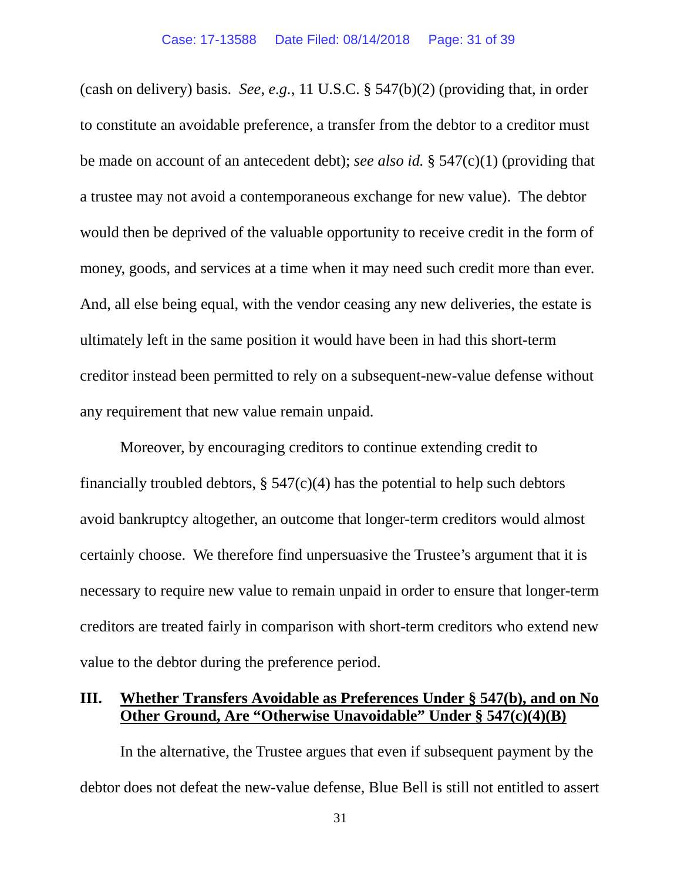(cash on delivery) basis. *See, e.g.*, 11 U.S.C. § 547(b)(2) (providing that, in order to constitute an avoidable preference, a transfer from the debtor to a creditor must be made on account of an antecedent debt); *see also id.* § 547(c)(1) (providing that a trustee may not avoid a contemporaneous exchange for new value). The debtor would then be deprived of the valuable opportunity to receive credit in the form of money, goods, and services at a time when it may need such credit more than ever. And, all else being equal, with the vendor ceasing any new deliveries, the estate is ultimately left in the same position it would have been in had this short-term creditor instead been permitted to rely on a subsequent-new-value defense without any requirement that new value remain unpaid.

Moreover, by encouraging creditors to continue extending credit to financially troubled debtors, § 547(c)(4) has the potential to help such debtors avoid bankruptcy altogether, an outcome that longer-term creditors would almost certainly choose. We therefore find unpersuasive the Trustee's argument that it is necessary to require new value to remain unpaid in order to ensure that longer-term creditors are treated fairly in comparison with short-term creditors who extend new value to the debtor during the preference period.

## III. <u>Whether Transfers Avoidable as Preferences Under § 547(b), and on No Other Ground, Are "Otherwise Unavoidable" Under § 547(c)(4)(B)</u>

In the alternative, the Trustee argues that even if subsequent payment by the debtor does not defeat the new-value defense, Blue Bell is still not entitled to assert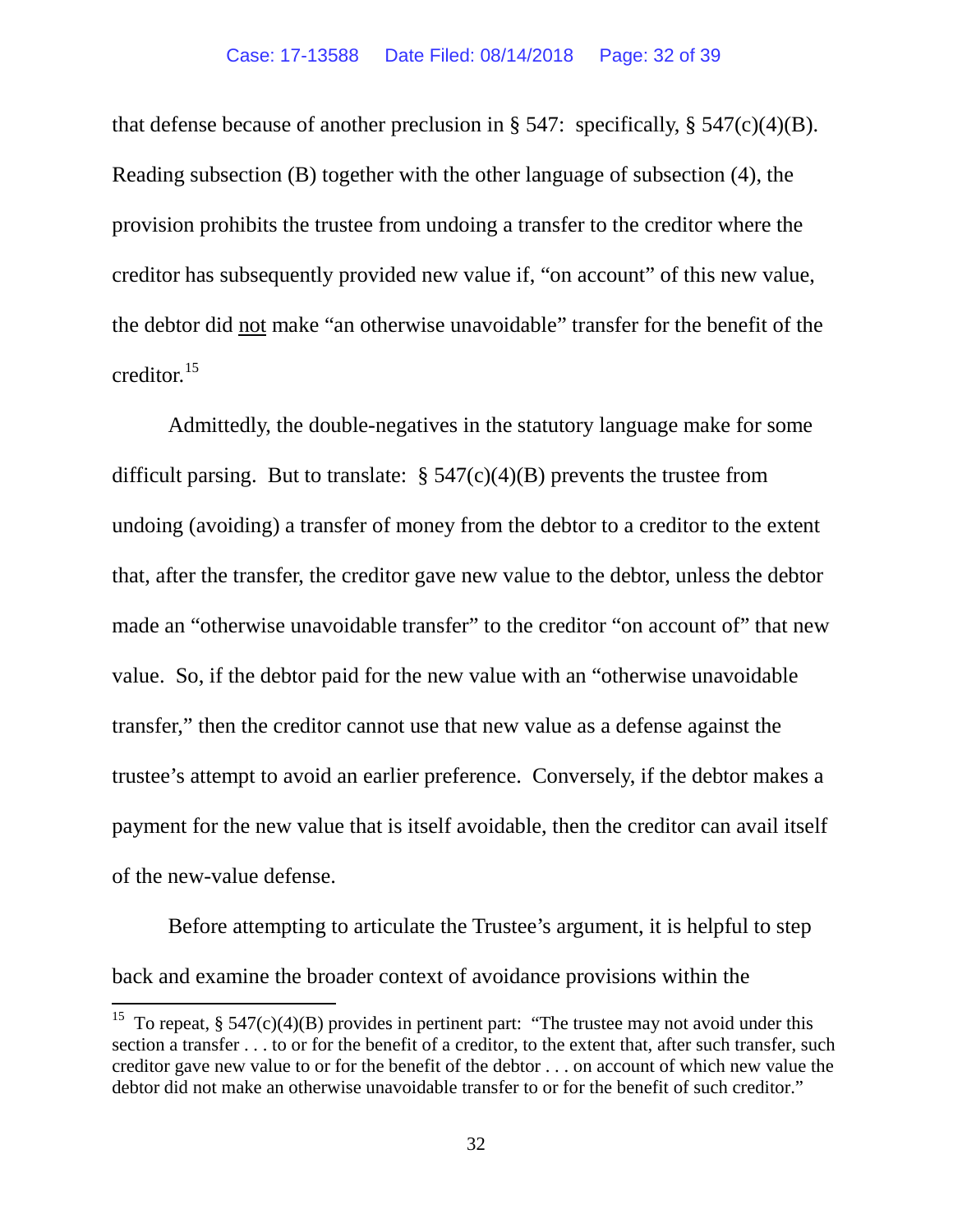that defense because of another preclusion in § 547: specifically, § 547(c)(4)(B). Reading subsection (B) together with the other language of subsection (4), the provision prohibits the trustee from undoing a transfer to the creditor where the creditor has subsequently provided new value if, "on account" of this new value, the debtor did <u>not</u> make "an otherwise unavoidable" transfer for the benefit of the creditor.[15]

Admittedly, the double-negatives in the statutory language make for some difficult parsing. But to translate: § 547(c)(4)(B) prevents the trustee from undoing (avoiding) a transfer of money from the debtor to a creditor to the extent that, after the transfer, the creditor gave new value to the debtor, unless the debtor made an "otherwise unavoidable transfer" to the creditor "on account of" that new value. So, if the debtor paid for the new value with an "otherwise unavoidable transfer," then the creditor cannot use that new value as a defense against the trustee's attempt to avoid an earlier preference. Conversely, if the debtor makes a payment for the new value that is itself avoidable, then the creditor can avail itself of the new-value defense.

Before attempting to articulate the Trustee's argument, it is helpful to step back and examine the broader context of avoidance provisions within the

[15] To repeat, § 547(c)(4)(B) provides in pertinent part: "The trustee may not avoid under this section a transfer . . . to or for the benefit of a creditor, to the extent that, after such transfer, such creditor gave new value to or for the benefit of the debtor . . . on account of which new value the debtor did not make an otherwise unavoidable transfer to or for the benefit of such creditor."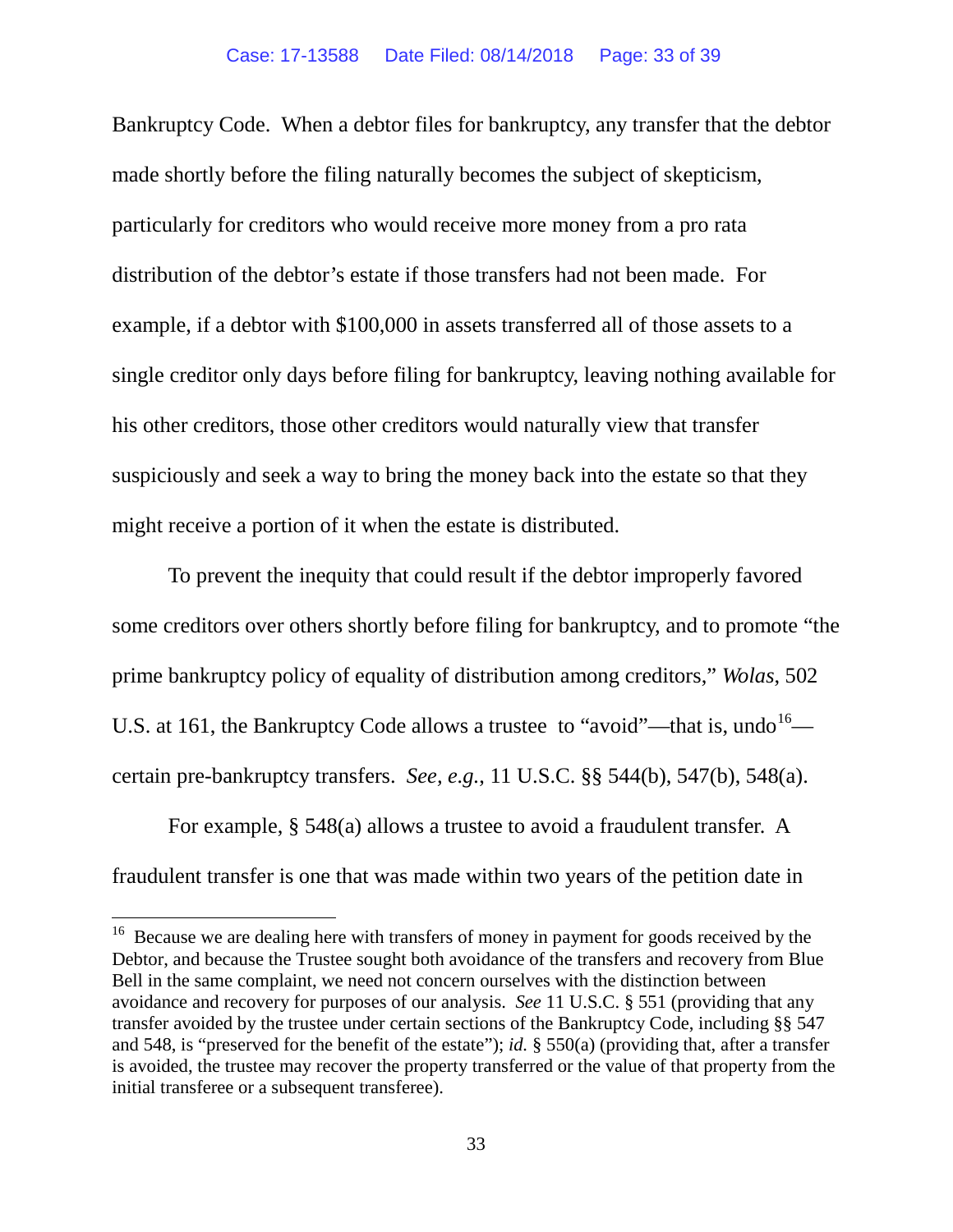Bankruptcy Code. When a debtor files for bankruptcy, any transfer that the debtor made shortly before the filing naturally becomes the subject of skepticism, particularly for creditors who would receive more money from a pro rata distribution of the debtor's estate if those transfers had not been made. For example, if a debtor with $100,000 in assets transferred all of those assets to a single creditor only days before filing for bankruptcy, leaving nothing available for his other creditors, those other creditors would naturally view that transfer suspiciously and seek a way to bring the money back into the estate so that they might receive a portion of it when the estate is distributed.

To prevent the inequity that could result if the debtor improperly favored some creditors over others shortly before filing for bankruptcy, and to promote "the prime bankruptcy policy of equality of distribution among creditors," *Wolas*, 502 U.S. at 161, the Bankruptcy Code allows a trustee to "avoid"—that is, undo[16]—certain pre-bankruptcy transfers. *See, e.g.*, 11 U.S.C. §§ 544(b), 547(b), 548(a).

For example, § 548(a) allows a trustee to avoid a fraudulent transfer. A fraudulent transfer is one that was made within two years of the petition date in

[16] Because we are dealing here with transfers of money in payment for goods received by the Debtor, and because the Trustee sought both avoidance of the transfers and recovery from Blue Bell in the same complaint, we need not concern ourselves with the distinction between avoidance and recovery for purposes of our analysis. *See* 11 U.S.C. § 551 (providing that any transfer avoided by the trustee under certain sections of the Bankruptcy Code, including §§ 547 and 548, is "preserved for the benefit of the estate"); *id.* § 550(a) (providing that, after a transfer is avoided, the trustee may recover the property transferred or the value of that property from the initial transferee or a subsequent transferee).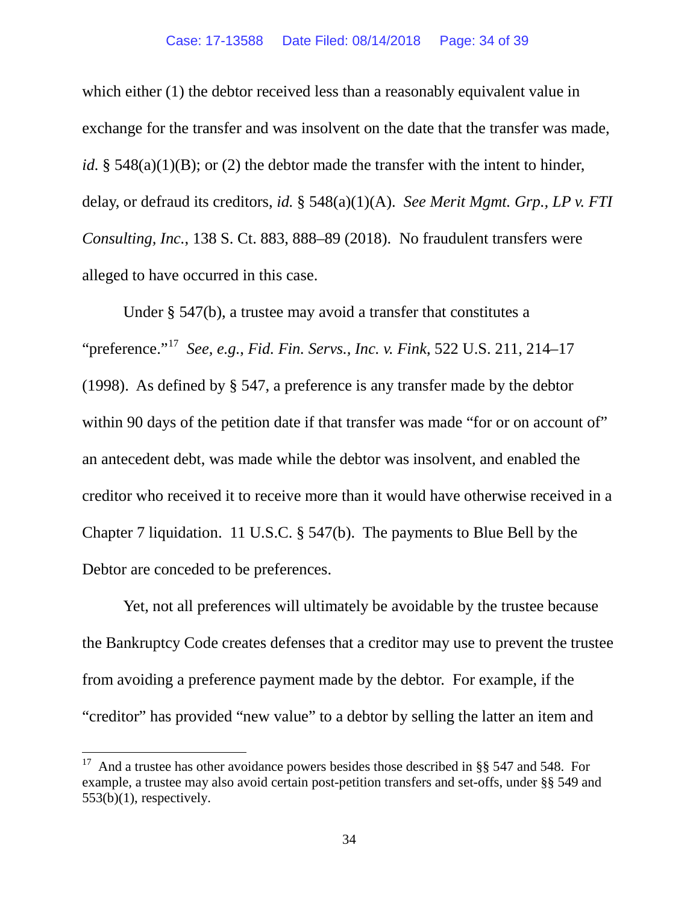which either (1) the debtor received less than a reasonably equivalent value in exchange for the transfer and was insolvent on the date that the transfer was made, *id.* § 548(a)(1)(B); or (2) the debtor made the transfer with the intent to hinder, delay, or defraud its creditors, *id.* § 548(a)(1)(A). *See Merit Mgmt. Grp., LP v. FTI Consulting, Inc.*, 138 S. Ct. 883, 888–89 (2018). No fraudulent transfers were alleged to have occurred in this case.

Under § 547(b), a trustee may avoid a transfer that constitutes a "preference."[17] *See, e.g.*, *Fid. Fin. Servs., Inc. v. Fink*, 522 U.S. 211, 214–17 (1998). As defined by § 547, a preference is any transfer made by the debtor within 90 days of the petition date if that transfer was made "for or on account of" an antecedent debt, was made while the debtor was insolvent, and enabled the creditor who received it to receive more than it would have otherwise received in a Chapter 7 liquidation. 11 U.S.C. § 547(b). The payments to Blue Bell by the Debtor are conceded to be preferences.

Yet, not all preferences will ultimately be avoidable by the trustee because the Bankruptcy Code creates defenses that a creditor may use to prevent the trustee from avoiding a preference payment made by the debtor. For example, if the "creditor" has provided "new value" to a debtor by selling the latter an item and

---

[17] And a trustee has other avoidance powers besides those described in §§ 547 and 548. For example, a trustee may also avoid certain post-petition transfers and set-offs, under §§ 549 and 553(b)(1), respectively.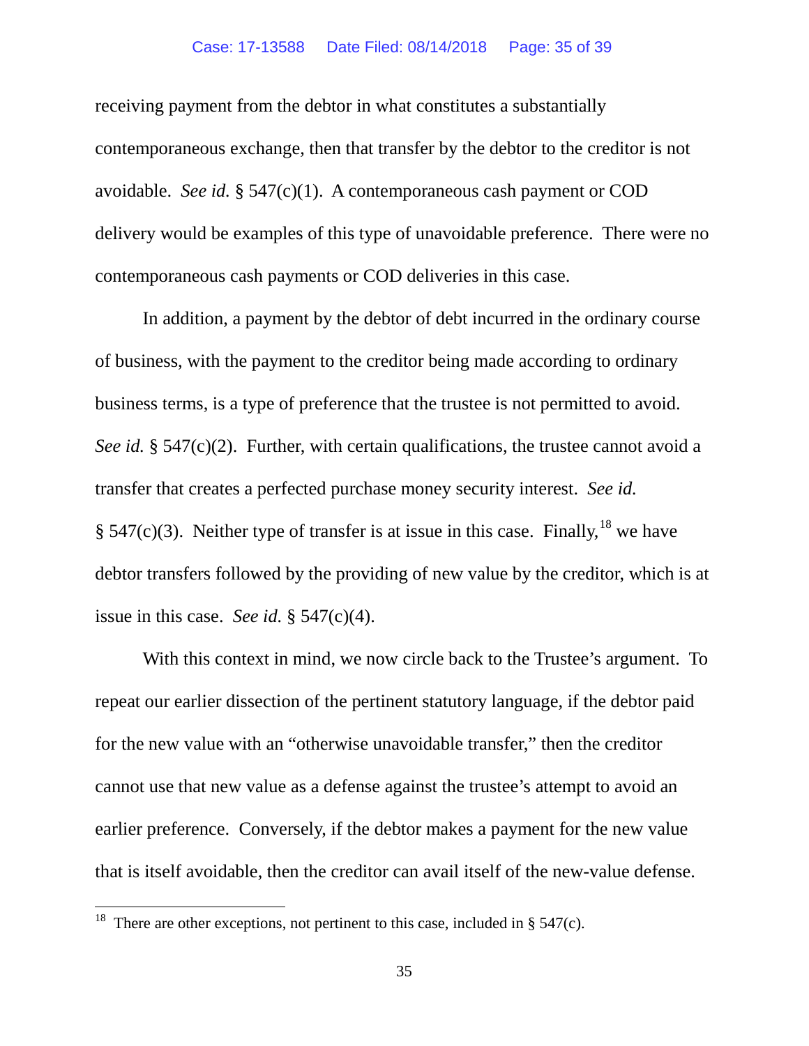receiving payment from the debtor in what constitutes a substantially contemporaneous exchange, then that transfer by the debtor to the creditor is not avoidable. *See id.* § 547(c)(1). A contemporaneous cash payment or COD delivery would be examples of this type of unavoidable preference. There were no contemporaneous cash payments or COD deliveries in this case.

In addition, a payment by the debtor of debt incurred in the ordinary course of business, with the payment to the creditor being made according to ordinary business terms, is a type of preference that the trustee is not permitted to avoid. *See id.* § 547(c)(2). Further, with certain qualifications, the trustee cannot avoid a transfer that creates a perfected purchase money security interest. *See id.* § 547(c)(3). Neither type of transfer is at issue in this case. Finally,[18] we have debtor transfers followed by the providing of new value by the creditor, which is at issue in this case. *See id.* § 547(c)(4).

With this context in mind, we now circle back to the Trustee's argument. To repeat our earlier dissection of the pertinent statutory language, if the debtor paid for the new value with an "otherwise unavoidable transfer," then the creditor cannot use that new value as a defense against the trustee's attempt to avoid an earlier preference. Conversely, if the debtor makes a payment for the new value that is itself avoidable, then the creditor can avail itself of the new-value defense.

[18] There are other exceptions, not pertinent to this case, included in § 547(c).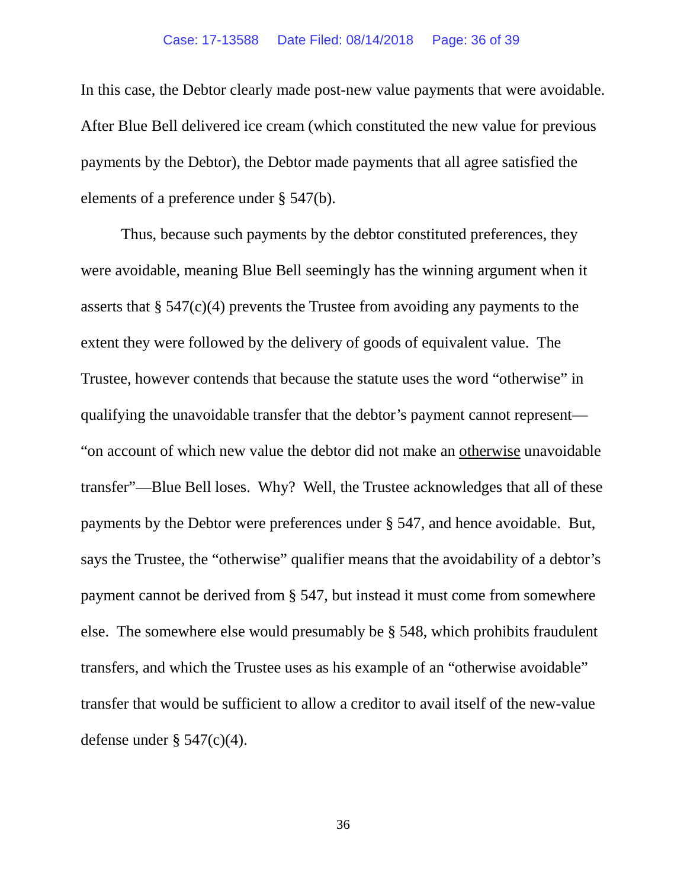In this case, the Debtor clearly made post-new value payments that were avoidable. After Blue Bell delivered ice cream (which constituted the new value for previous payments by the Debtor), the Debtor made payments that all agree satisfied the elements of a preference under § 547(b).

Thus, because such payments by the debtor constituted preferences, they were avoidable, meaning Blue Bell seemingly has the winning argument when it asserts that § 547(c)(4) prevents the Trustee from avoiding any payments to the extent they were followed by the delivery of goods of equivalent value. The Trustee, however contends that because the statute uses the word "otherwise" in qualifying the unavoidable transfer that the debtor's payment cannot represent—"on account of which new value the debtor did not make an <u>otherwise</u> unavoidable transfer"—Blue Bell loses. Why? Well, the Trustee acknowledges that all of these payments by the Debtor were preferences under § 547, and hence avoidable. But, says the Trustee, the "otherwise" qualifier means that the avoidability of a debtor's payment cannot be derived from § 547, but instead it must come from somewhere else. The somewhere else would presumably be § 548, which prohibits fraudulent transfers, and which the Trustee uses as his example of an "otherwise avoidable" transfer that would be sufficient to allow a creditor to avail itself of the new-value defense under § 547(c)(4).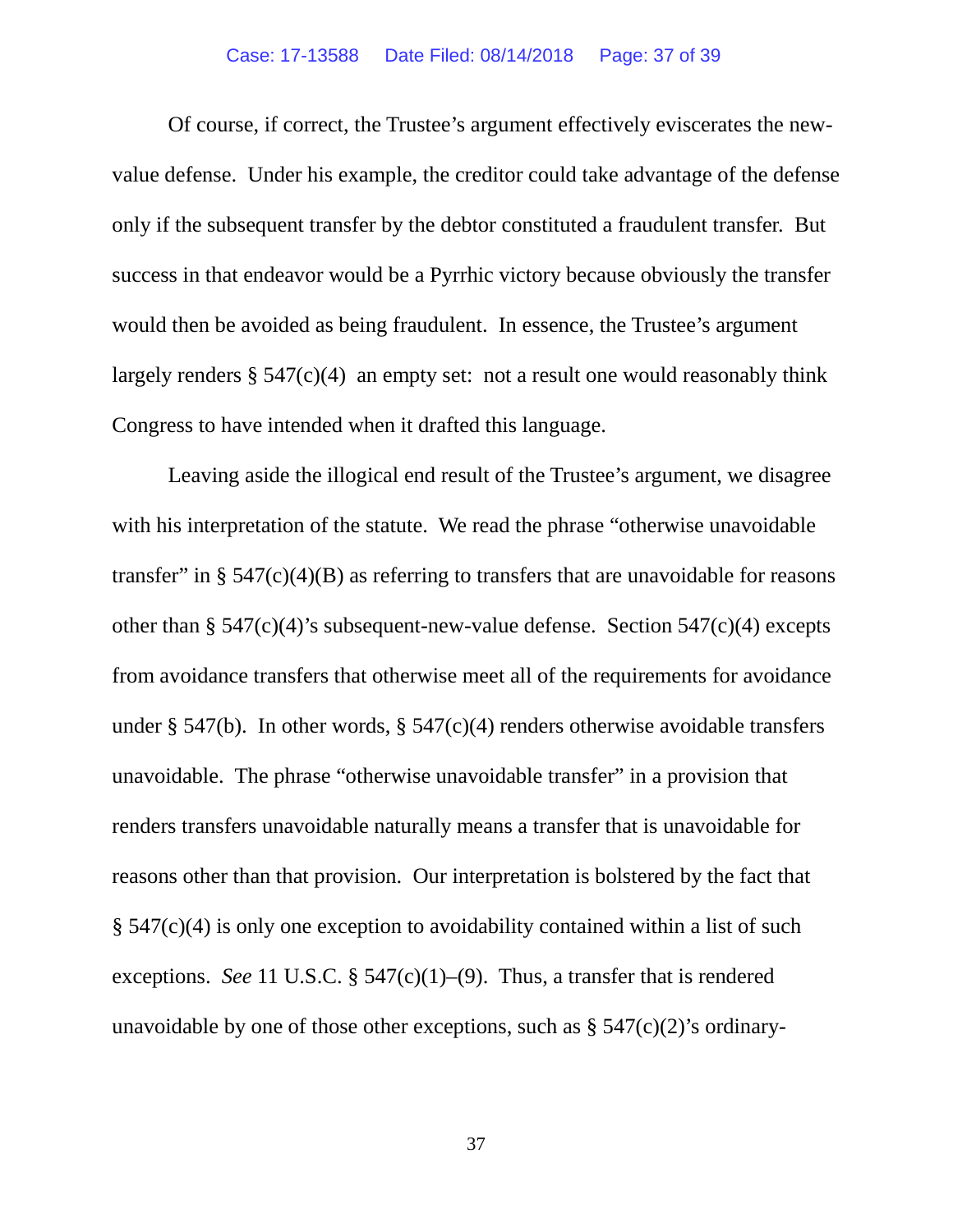Of course, if correct, the Trustee's argument effectively eviscerates the new-value defense. Under his example, the creditor could take advantage of the defense only if the subsequent transfer by the debtor constituted a fraudulent transfer. But success in that endeavor would be a Pyrrhic victory because obviously the transfer would then be avoided as being fraudulent. In essence, the Trustee's argument largely renders § 547(c)(4) an empty set: not a result one would reasonably think Congress to have intended when it drafted this language.

Leaving aside the illogical end result of the Trustee's argument, we disagree with his interpretation of the statute. We read the phrase "otherwise unavoidable transfer" in § 547(c)(4)(B) as referring to transfers that are unavoidable for reasons other than § 547(c)(4)'s subsequent-new-value defense. Section 547(c)(4) excepts from avoidance transfers that otherwise meet all of the requirements for avoidance under § 547(b). In other words, § 547(c)(4) renders otherwise avoidable transfers unavoidable. The phrase "otherwise unavoidable transfer" in a provision that renders transfers unavoidable naturally means a transfer that is unavoidable for reasons other than that provision. Our interpretation is bolstered by the fact that § 547(c)(4) is only one exception to avoidability contained within a list of such exceptions. *See* 11 U.S.C. § 547(c)(1)–(9). Thus, a transfer that is rendered unavoidable by one of those other exceptions, such as § 547(c)(2)'s ordinary-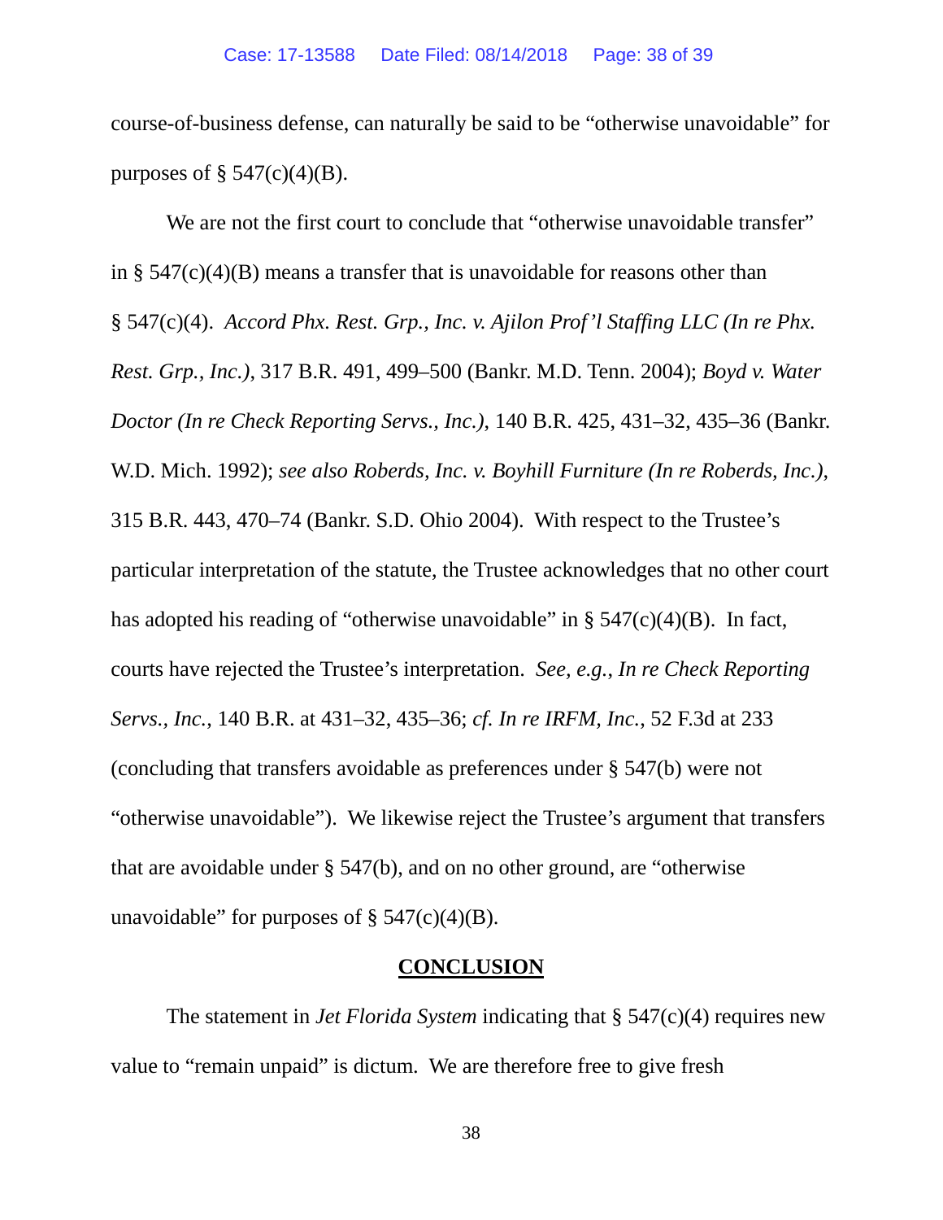course-of-business defense, can naturally be said to be "otherwise unavoidable" for purposes of § 547(c)(4)(B).

We are not the first court to conclude that "otherwise unavoidable transfer" in § 547(c)(4)(B) means a transfer that is unavoidable for reasons other than § 547(c)(4). *Accord Phx. Rest. Grp., Inc. v. Ajilon Prof'l Staffing LLC (In re Phx. Rest. Grp., Inc.)*, 317 B.R. 491, 499–500 (Bankr. M.D. Tenn. 2004); *Boyd v. Water Doctor (In re Check Reporting Servs., Inc.)*, 140 B.R. 425, 431–32, 435–36 (Bankr. W.D. Mich. 1992); *see also Roberds, Inc. v. Boyhill Furniture (In re Roberds, Inc.)*, 315 B.R. 443, 470–74 (Bankr. S.D. Ohio 2004). With respect to the Trustee's particular interpretation of the statute, the Trustee acknowledges that no other court has adopted his reading of "otherwise unavoidable" in § 547(c)(4)(B). In fact, courts have rejected the Trustee's interpretation. *See, e.g.*, *In re Check Reporting Servs., Inc.*, 140 B.R. at 431–32, 435–36; *cf. In re IRFM, Inc.*, 52 F.3d at 233 (concluding that transfers avoidable as preferences under § 547(b) were not "otherwise unavoidable"). We likewise reject the Trustee's argument that transfers that are avoidable under § 547(b), and on no other ground, are "otherwise unavoidable" for purposes of § 547(c)(4)(B).

## CONCLUSION

The statement in *Jet Florida System* indicating that § 547(c)(4) requires new value to "remain unpaid" is dictum. We are therefore free to give fresh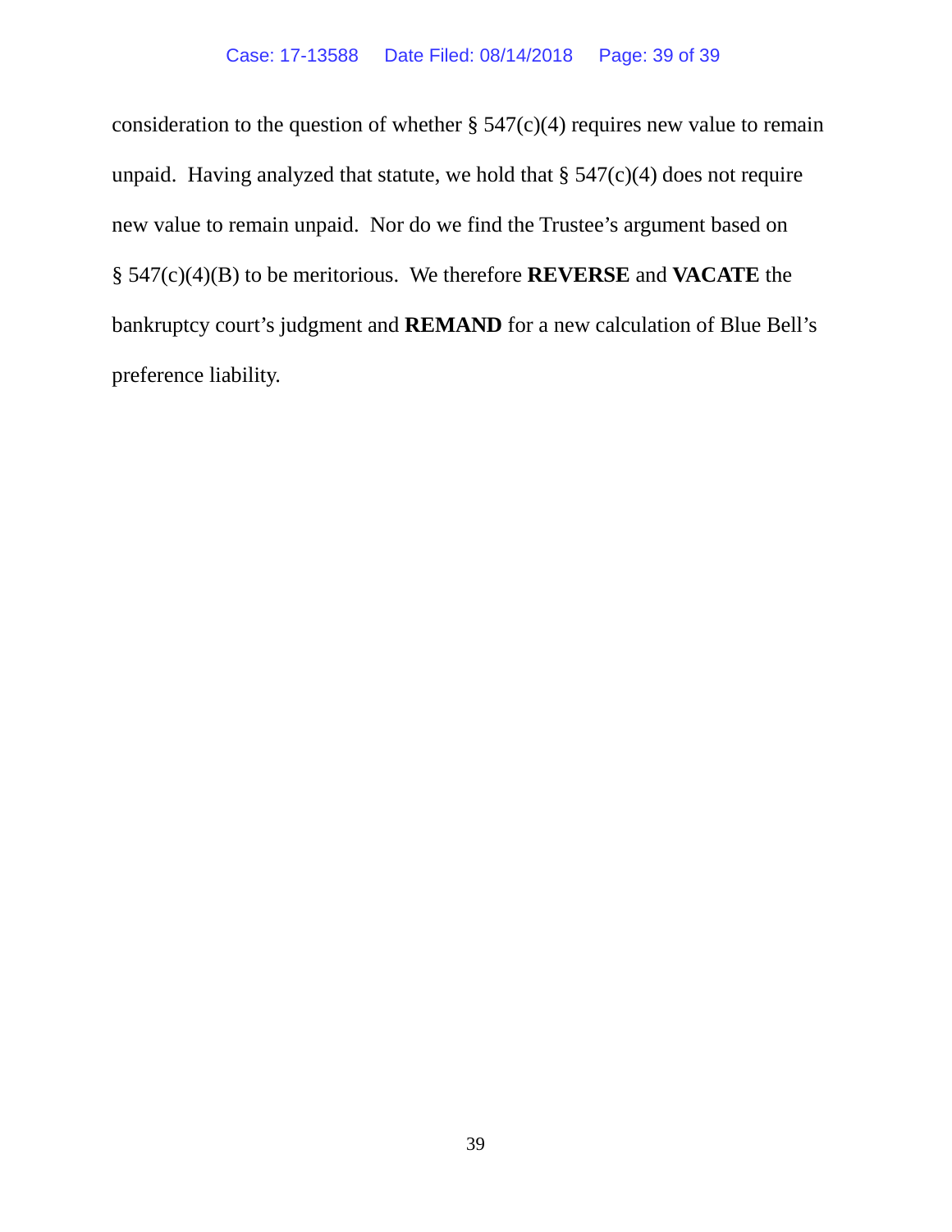consideration to the question of whether § 547(c)(4) requires new value to remain unpaid. Having analyzed that statute, we hold that § 547(c)(4) does not require new value to remain unpaid. Nor do we find the Trustee's argument based on § 547(c)(4)(B) to be meritorious. We therefore **REVERSE** and **VACATE** the bankruptcy court's judgment and **REMAND** for a new calculation of Blue Bell's preference liability.